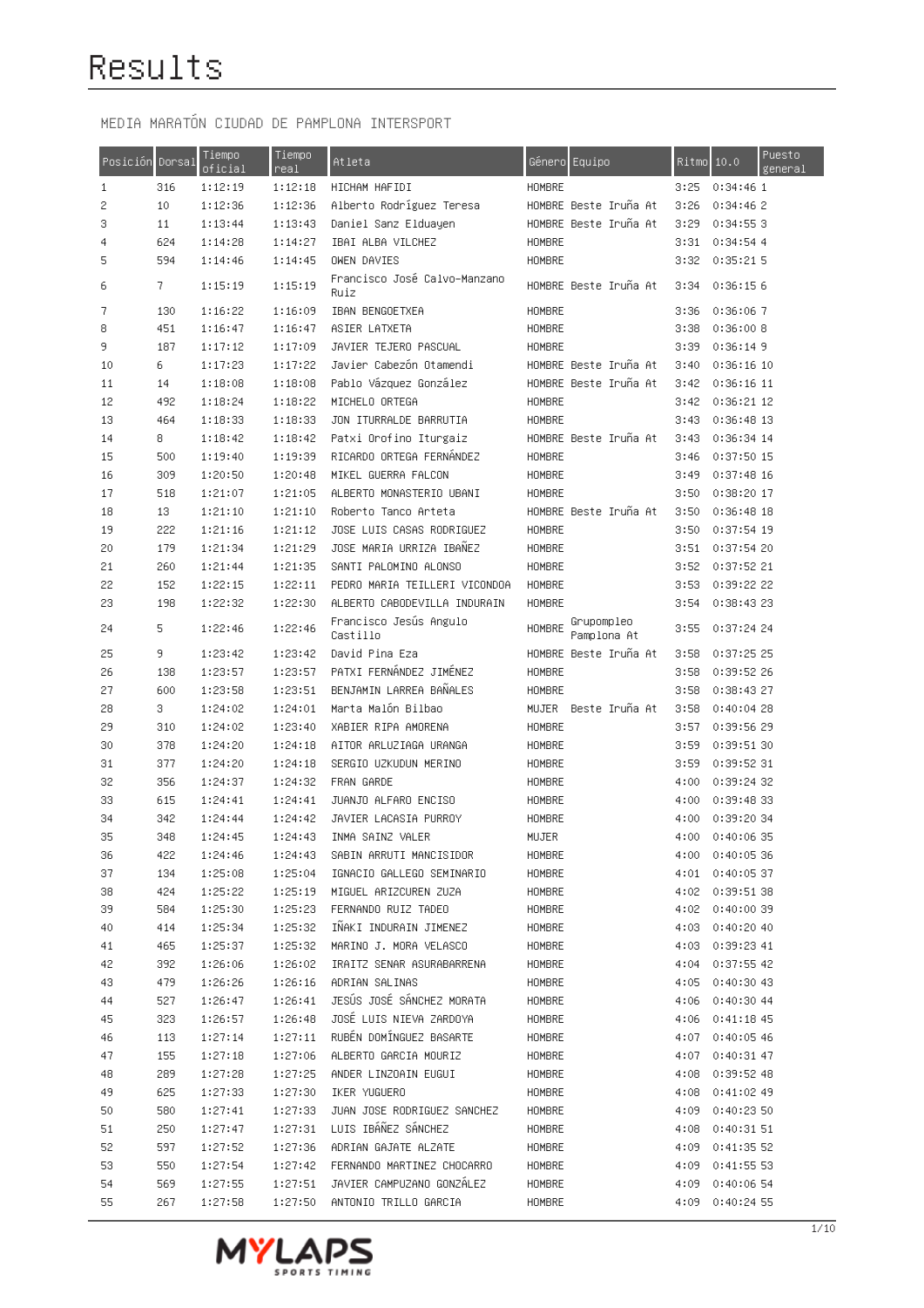# Results

MEDIA MARATÓN CIUDAD DE PAMPLONA INTERSPORT

| Posición | Dorsal | Tiempo oficial | Tiempo real | Atleta | Género | Equipo | Ritmo | 10.0 | Puesto general |
|---|---|---|---|---|---|---|---|---|---|
| 1 | 316 | 1:12:19 | 1:12:18 | HICHAM HAFIDI | HOMBRE | | 3:25 | 0:34:46 | 1 |
| 2 | 10 | 1:12:36 | 1:12:36 | Alberto Rodríguez Teresa | HOMBRE | Beste Iruña At | 3:26 | 0:34:46 | 2 |
| 3 | 11 | 1:13:44 | 1:13:43 | Daniel Sanz Elduayen | HOMBRE | Beste Iruña At | 3:29 | 0:34:55 | 3 |
| 4 | 624 | 1:14:28 | 1:14:27 | IBAI ALBA VILCHEZ | HOMBRE | | 3:31 | 0:34:54 | 4 |
| 5 | 594 | 1:14:46 | 1:14:45 | OWEN DAVIES | HOMBRE | | 3:32 | 0:35:21 | 5 |
| 6 | 7 | 1:15:19 | 1:15:19 | Francisco José Calvo-Manzano Ruiz | HOMBRE | Beste Iruña At | 3:34 | 0:36:15 | 6 |
| 7 | 130 | 1:16:22 | 1:16:09 | IBAN BENGOETXEA | HOMBRE | | 3:36 | 0:36:06 | 7 |
| 8 | 451 | 1:16:47 | 1:16:47 | ASIER LATXETA | HOMBRE | | 3:38 | 0:36:00 | 8 |
| 9 | 187 | 1:17:12 | 1:17:09 | JAVIER TEJERO PASCUAL | HOMBRE | | 3:39 | 0:36:14 | 9 |
| 10 | 6 | 1:17:23 | 1:17:22 | Javier Cabezón Otamendi | HOMBRE | Beste Iruña At | 3:40 | 0:36:16 | 10 |
| 11 | 14 | 1:18:08 | 1:18:08 | Pablo Vázquez González | HOMBRE | Beste Iruña At | 3:42 | 0:36:16 | 11 |
| 12 | 492 | 1:18:24 | 1:18:22 | MICHELO ORTEGA | HOMBRE | | 3:42 | 0:36:21 | 12 |
| 13 | 464 | 1:18:33 | 1:18:33 | JON ITURRALDE BARRUTIA | HOMBRE | | 3:43 | 0:36:48 | 13 |
| 14 | 8 | 1:18:42 | 1:18:42 | Patxi Orofino Iturgaiz | HOMBRE | Beste Iruña At | 3:43 | 0:36:34 | 14 |
| 15 | 500 | 1:19:40 | 1:19:39 | RICARDO ORTEGA FERNÁNDEZ | HOMBRE | | 3:46 | 0:37:50 | 15 |
| 16 | 309 | 1:20:50 | 1:20:48 | MIKEL GUERRA FALCON | HOMBRE | | 3:49 | 0:37:48 | 16 |
| 17 | 518 | 1:21:07 | 1:21:05 | ALBERTO MONASTERIO UBANI | HOMBRE | | 3:50 | 0:38:20 | 17 |
| 18 | 13 | 1:21:10 | 1:21:10 | Roberto Tanco Arteta | HOMBRE | Beste Iruña At | 3:50 | 0:36:48 | 18 |
| 19 | 222 | 1:21:16 | 1:21:12 | JOSE LUIS CASAS RODRIGUEZ | HOMBRE | | 3:50 | 0:37:54 | 19 |
| 20 | 179 | 1:21:34 | 1:21:29 | JOSE MARIA URRIZA IBAÑEZ | HOMBRE | | 3:51 | 0:37:54 | 20 |
| 21 | 260 | 1:21:44 | 1:21:35 | SANTI PALOMINO ALONSO | HOMBRE | | 3:52 | 0:37:52 | 21 |
| 22 | 152 | 1:22:15 | 1:22:11 | PEDRO MARIA TEILLERI VICONDOA | HOMBRE | | 3:53 | 0:39:22 | 22 |
| 23 | 198 | 1:22:32 | 1:22:30 | ALBERTO CABODEVILLA INDURAIN | HOMBRE | | 3:54 | 0:38:43 | 23 |
| 24 | 5 | 1:22:46 | 1:22:46 | Francisco Jesús Angulo Castillo | HOMBRE | Grupompleo Pamplona At | 3:55 | 0:37:24 | 24 |
| 25 | 9 | 1:23:42 | 1:23:42 | David Pina Eza | HOMBRE | Beste Iruña At | 3:58 | 0:37:25 | 25 |
| 26 | 138 | 1:23:57 | 1:23:57 | PATXI FERNÁNDEZ JIMÉNEZ | HOMBRE | | 3:58 | 0:39:52 | 26 |
| 27 | 600 | 1:23:58 | 1:23:51 | BENJAMIN LARREA BAÑALES | HOMBRE | | 3:58 | 0:38:43 | 27 |
| 28 | 3 | 1:24:02 | 1:24:01 | Marta Malón Bilbao | MUJER | Beste Iruña At | 3:58 | 0:40:04 | 28 |
| 29 | 310 | 1:24:02 | 1:23:40 | XABIER RIPA AMORENA | HOMBRE | | 3:57 | 0:39:56 | 29 |
| 30 | 378 | 1:24:20 | 1:24:18 | AITOR ARLUZIAGA URANGA | HOMBRE | | 3:59 | 0:39:51 | 30 |
| 31 | 377 | 1:24:20 | 1:24:18 | SERGIO UZKUDUN MERINO | HOMBRE | | 3:59 | 0:39:52 | 31 |
| 32 | 356 | 1:24:37 | 1:24:32 | FRAN GARDE | HOMBRE | | 4:00 | 0:39:24 | 32 |
| 33 | 615 | 1:24:41 | 1:24:41 | JUANJO ALFARO ENCISO | HOMBRE | | 4:00 | 0:39:48 | 33 |
| 34 | 342 | 1:24:44 | 1:24:42 | JAVIER LACASIA PURROY | HOMBRE | | 4:00 | 0:39:20 | 34 |
| 35 | 348 | 1:24:45 | 1:24:43 | INMA SAINZ VALER | MUJER | | 4:00 | 0:40:06 | 35 |
| 36 | 422 | 1:24:46 | 1:24:43 | SABIN ARRUTI MANCISIDOR | HOMBRE | | 4:00 | 0:40:05 | 36 |
| 37 | 134 | 1:25:08 | 1:25:04 | IGNACIO GALLEGO SEMINARIO | HOMBRE | | 4:01 | 0:40:05 | 37 |
| 38 | 424 | 1:25:22 | 1:25:19 | MIGUEL ARIZCUREN ZUZA | HOMBRE | | 4:02 | 0:39:51 | 38 |
| 39 | 584 | 1:25:30 | 1:25:23 | FERNANDO RUIZ TADEO | HOMBRE | | 4:02 | 0:40:00 | 39 |
| 40 | 414 | 1:25:34 | 1:25:32 | IÑAKI INDURAIN JIMENEZ | HOMBRE | | 4:03 | 0:40:20 | 40 |
| 41 | 465 | 1:25:37 | 1:25:32 | MARINO J. MORA VELASCO | HOMBRE | | 4:03 | 0:39:23 | 41 |
| 42 | 392 | 1:26:06 | 1:26:02 | IRAITZ SENAR ASURABARRENA | HOMBRE | | 4:04 | 0:37:55 | 42 |
| 43 | 479 | 1:26:26 | 1:26:16 | ADRIAN SALINAS | HOMBRE | | 4:05 | 0:40:30 | 43 |
| 44 | 527 | 1:26:47 | 1:26:41 | JESÚS JOSÉ SÁNCHEZ MORATA | HOMBRE | | 4:06 | 0:40:30 | 44 |
| 45 | 323 | 1:26:57 | 1:26:48 | JOSÉ LUIS NIEVA ZARDOYA | HOMBRE | | 4:06 | 0:41:18 | 45 |
| 46 | 113 | 1:27:14 | 1:27:11 | RUBÉN DOMÍNGUEZ BASARTE | HOMBRE | | 4:07 | 0:40:05 | 46 |
| 47 | 155 | 1:27:18 | 1:27:06 | ALBERTO GARCIA MOURIZ | HOMBRE | | 4:07 | 0:40:31 | 47 |
| 48 | 289 | 1:27:28 | 1:27:25 | ANDER LINZOAIN EUGUI | HOMBRE | | 4:08 | 0:39:52 | 48 |
| 49 | 625 | 1:27:33 | 1:27:30 | IKER YUGUERO | HOMBRE | | 4:08 | 0:41:02 | 49 |
| 50 | 580 | 1:27:41 | 1:27:33 | JUAN JOSE RODRIGUEZ SANCHEZ | HOMBRE | | 4:09 | 0:40:23 | 50 |
| 51 | 250 | 1:27:47 | 1:27:31 | LUIS IBÁÑEZ SÁNCHEZ | HOMBRE | | 4:08 | 0:40:31 | 51 |
| 52 | 597 | 1:27:52 | 1:27:36 | ADRIAN GAJATE ALZATE | HOMBRE | | 4:09 | 0:41:35 | 52 |
| 53 | 550 | 1:27:54 | 1:27:42 | FERNANDO MARTINEZ CHOCARRO | HOMBRE | | 4:09 | 0:41:55 | 53 |
| 54 | 569 | 1:27:55 | 1:27:51 | JAVIER CAMPUZANO GONZÁLEZ | HOMBRE | | 4:09 | 0:40:06 | 54 |
| 55 | 267 | 1:27:58 | 1:27:50 | ANTONIO TRILLO GARCIA | HOMBRE | | 4:09 | 0:40:24 | 55 |

MYLAPS SPORTS TIMING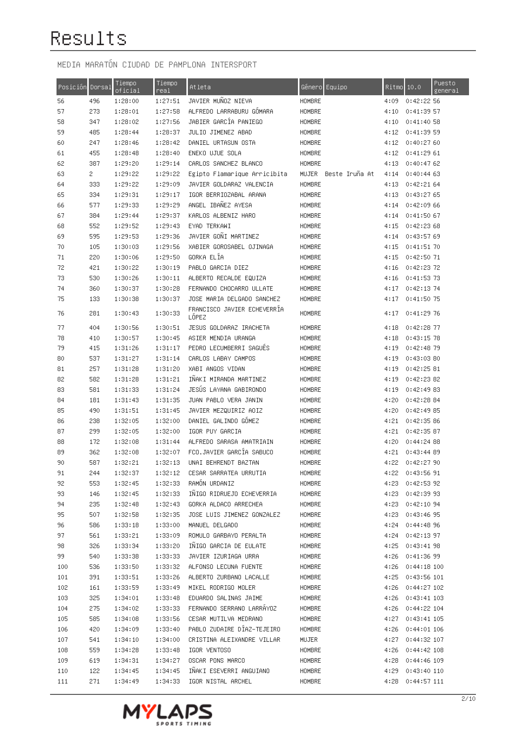# Results

MEDIA MARATÓN CIUDAD DE PAMPLONA INTERSPORT

| Posición | Dorsal | Tiempo oficial | Tiempo real | Atleta | Género | Equipo | Ritmo | 10.0 | Puesto general |
|---|---|---|---|---|---|---|---|---|---|
| 56 | 496 | 1:28:00 | 1:27:51 | JAVIER MUÑOZ NIEVA | HOMBRE | | 4:09 | 0:42:22 | 56 |
| 57 | 273 | 1:28:01 | 1:27:58 | ALFREDO LARRABURU GÓMARA | HOMBRE | | 4:10 | 0:41:39 | 57 |
| 58 | 347 | 1:28:02 | 1:27:56 | JABIER GARCÍA PANIEGO | HOMBRE | | 4:10 | 0:41:40 | 58 |
| 59 | 485 | 1:28:44 | 1:28:37 | JULIO JIMENEZ ABAD | HOMBRE | | 4:12 | 0:41:39 | 59 |
| 60 | 247 | 1:28:46 | 1:28:42 | DANIEL URTASUN OSTA | HOMBRE | | 4:12 | 0:40:27 | 60 |
| 61 | 455 | 1:28:48 | 1:28:40 | ENEKO UJUE SOLA | HOMBRE | | 4:12 | 0:41:29 | 61 |
| 62 | 387 | 1:29:20 | 1:29:14 | CARLOS SANCHEZ BLANCO | HOMBRE | | 4:13 | 0:40:47 | 62 |
| 63 | 2 | 1:29:22 | 1:29:22 | Egipto Flamarique Arricibita | MUJER | Beste Iruña At | 4:14 | 0:40:44 | 63 |
| 64 | 333 | 1:29:22 | 1:29:09 | JAVIER GOLDARAZ VALENCIA | HOMBRE | | 4:13 | 0:42:21 | 64 |
| 65 | 334 | 1:29:31 | 1:29:17 | IGOR BERRIOZABAL ARANA | HOMBRE | | 4:13 | 0:43:27 | 65 |
| 66 | 577 | 1:29:33 | 1:29:29 | ANGEL IBAÑEZ AYESA | HOMBRE | | 4:14 | 0:42:09 | 66 |
| 67 | 384 | 1:29:44 | 1:29:37 | KARLOS ALBENIZ HARO | HOMBRE | | 4:14 | 0:41:50 | 67 |
| 68 | 552 | 1:29:52 | 1:29:43 | EYAD TERKAWI | HOMBRE | | 4:15 | 0:42:23 | 68 |
| 69 | 595 | 1:29:53 | 1:29:36 | JAVIER GOÑI MARTINEZ | HOMBRE | | 4:14 | 0:43:57 | 69 |
| 70 | 105 | 1:30:03 | 1:29:56 | XABIER GOROSABEL OJINAGA | HOMBRE | | 4:15 | 0:41:51 | 70 |
| 71 | 220 | 1:30:06 | 1:29:50 | GORKA ELÍA | HOMBRE | | 4:15 | 0:42:50 | 71 |
| 72 | 421 | 1:30:22 | 1:30:19 | PABLO GARCIA DIEZ | HOMBRE | | 4:16 | 0:42:23 | 72 |
| 73 | 530 | 1:30:26 | 1:30:11 | ALBERTO RECALDE EQUIZA | HOMBRE | | 4:16 | 0:41:53 | 73 |
| 74 | 360 | 1:30:37 | 1:30:28 | FERNANDO CHOCARRO ULLATE | HOMBRE | | 4:17 | 0:42:13 | 74 |
| 75 | 133 | 1:30:38 | 1:30:37 | JOSE MARIA DELGADO SANCHEZ | HOMBRE | | 4:17 | 0:41:50 | 75 |
| 76 | 281 | 1:30:43 | 1:30:33 | FRANCISCO JAVIER ECHEVERRÍA LÓPEZ | HOMBRE | | 4:17 | 0:41:29 | 76 |
| 77 | 404 | 1:30:56 | 1:30:51 | JESUS GOLDARAZ IRACHETA | HOMBRE | | 4:18 | 0:42:28 | 77 |
| 78 | 410 | 1:30:57 | 1:30:45 | ASIER MENDIA URANGA | HOMBRE | | 4:18 | 0:43:15 | 78 |
| 79 | 415 | 1:31:26 | 1:31:17 | PEDRO LECUMBERRI SAGÜÉS | HOMBRE | | 4:19 | 0:42:48 | 79 |
| 80 | 537 | 1:31:27 | 1:31:14 | CARLOS LABAY CAMPOS | HOMBRE | | 4:19 | 0:43:03 | 80 |
| 81 | 257 | 1:31:28 | 1:31:20 | XABI ANGOS VIDAN | HOMBRE | | 4:19 | 0:42:25 | 81 |
| 82 | 582 | 1:31:28 | 1:31:21 | IÑAKI MIRANDA MARTINEZ | HOMBRE | | 4:19 | 0:42:23 | 82 |
| 83 | 581 | 1:31:33 | 1:31:24 | JESÚS LAYANA GABIRONDO | HOMBRE | | 4:19 | 0:42:49 | 83 |
| 84 | 181 | 1:31:43 | 1:31:35 | JUAN PABLO VERA JANIN | HOMBRE | | 4:20 | 0:42:28 | 84 |
| 85 | 490 | 1:31:51 | 1:31:45 | JAVIER MEZQUIRIZ AOIZ | HOMBRE | | 4:20 | 0:42:49 | 85 |
| 86 | 238 | 1:32:05 | 1:32:00 | DANIEL GALINDO GÓMEZ | HOMBRE | | 4:21 | 0:42:35 | 86 |
| 87 | 299 | 1:32:05 | 1:32:00 | IGOR PUY GARCIA | HOMBRE | | 4:21 | 0:42:35 | 87 |
| 88 | 172 | 1:32:08 | 1:31:44 | ALFREDO SARASA AMATRIAIN | HOMBRE | | 4:20 | 0:44:24 | 88 |
| 89 | 362 | 1:32:08 | 1:32:07 | FCO.JAVIER GARCÍA SABUCO | HOMBRE | | 4:21 | 0:43:44 | 89 |
| 90 | 587 | 1:32:21 | 1:32:13 | UNAI BEHRENDT BAZTAN | HOMBRE | | 4:22 | 0:42:27 | 90 |
| 91 | 244 | 1:32:37 | 1:32:12 | CESAR SARRATEA URRUTIA | HOMBRE | | 4:22 | 0:43:56 | 91 |
| 92 | 553 | 1:32:45 | 1:32:33 | RAMÓN URDANIZ | HOMBRE | | 4:23 | 0:42:53 | 92 |
| 93 | 146 | 1:32:45 | 1:32:33 | IÑIGO RIDRUEJO ECHEVERRIA | HOMBRE | | 4:23 | 0:42:39 | 93 |
| 94 | 235 | 1:32:48 | 1:32:43 | GORKA ALDACO ARRECHEA | HOMBRE | | 4:23 | 0:42:10 | 94 |
| 95 | 507 | 1:32:58 | 1:32:35 | JOSE LUIS JIMENEZ GONZALEZ | HOMBRE | | 4:23 | 0:43:46 | 95 |
| 96 | 586 | 1:33:18 | 1:33:00 | MANUEL DELGADO | HOMBRE | | 4:24 | 0:44:48 | 96 |
| 97 | 561 | 1:33:21 | 1:33:09 | ROMULO GARBAYO PERALTA | HOMBRE | | 4:24 | 0:42:13 | 97 |
| 98 | 326 | 1:33:34 | 1:33:20 | IÑIGO GARCIA DE EULATE | HOMBRE | | 4:25 | 0:43:41 | 98 |
| 99 | 540 | 1:33:38 | 1:33:33 | JAVIER IZURIAGA URRA | HOMBRE | | 4:26 | 0:41:36 | 99 |
| 100 | 536 | 1:33:50 | 1:33:32 | ALFONSO LECUNA FUENTE | HOMBRE | | 4:26 | 0:44:18 | 100 |
| 101 | 391 | 1:33:51 | 1:33:26 | ALBERTO ZURBANO LACALLE | HOMBRE | | 4:25 | 0:43:56 | 101 |
| 102 | 161 | 1:33:59 | 1:33:49 | MIKEL RODRIGO MOLER | HOMBRE | | 4:26 | 0:44:27 | 102 |
| 103 | 325 | 1:34:01 | 1:33:48 | EDUARDO SALINAS JAIME | HOMBRE | | 4:26 | 0:43:41 | 103 |
| 104 | 275 | 1:34:02 | 1:33:33 | FERNANDO SERRANO LARRÁYOZ | HOMBRE | | 4:26 | 0:44:22 | 104 |
| 105 | 585 | 1:34:08 | 1:33:56 | CESAR MUTILVA MEDRANO | HOMBRE | | 4:27 | 0:43:41 | 105 |
| 106 | 420 | 1:34:09 | 1:33:40 | PABLO ZUDAIRE DÍAZ-TEJEIRO | HOMBRE | | 4:26 | 0:44:01 | 106 |
| 107 | 541 | 1:34:10 | 1:34:00 | CRISTINA ALEIXANDRE VILLAR | MUJER | | 4:27 | 0:44:32 | 107 |
| 108 | 559 | 1:34:28 | 1:33:48 | IGOR VENTOSO | HOMBRE | | 4:26 | 0:44:42 | 108 |
| 109 | 619 | 1:34:31 | 1:34:27 | OSCAR PONS MARCO | HOMBRE | | 4:28 | 0:44:46 | 109 |
| 110 | 122 | 1:34:45 | 1:34:45 | IÑAKI ESEVERRI ANGUIANO | HOMBRE | | 4:29 | 0:43:40 | 110 |
| 111 | 271 | 1:34:49 | 1:34:33 | IGOR NISTAL ARCHEL | HOMBRE | | 4:28 | 0:44:57 | 111 |

MYLAPS SPORTS TIMING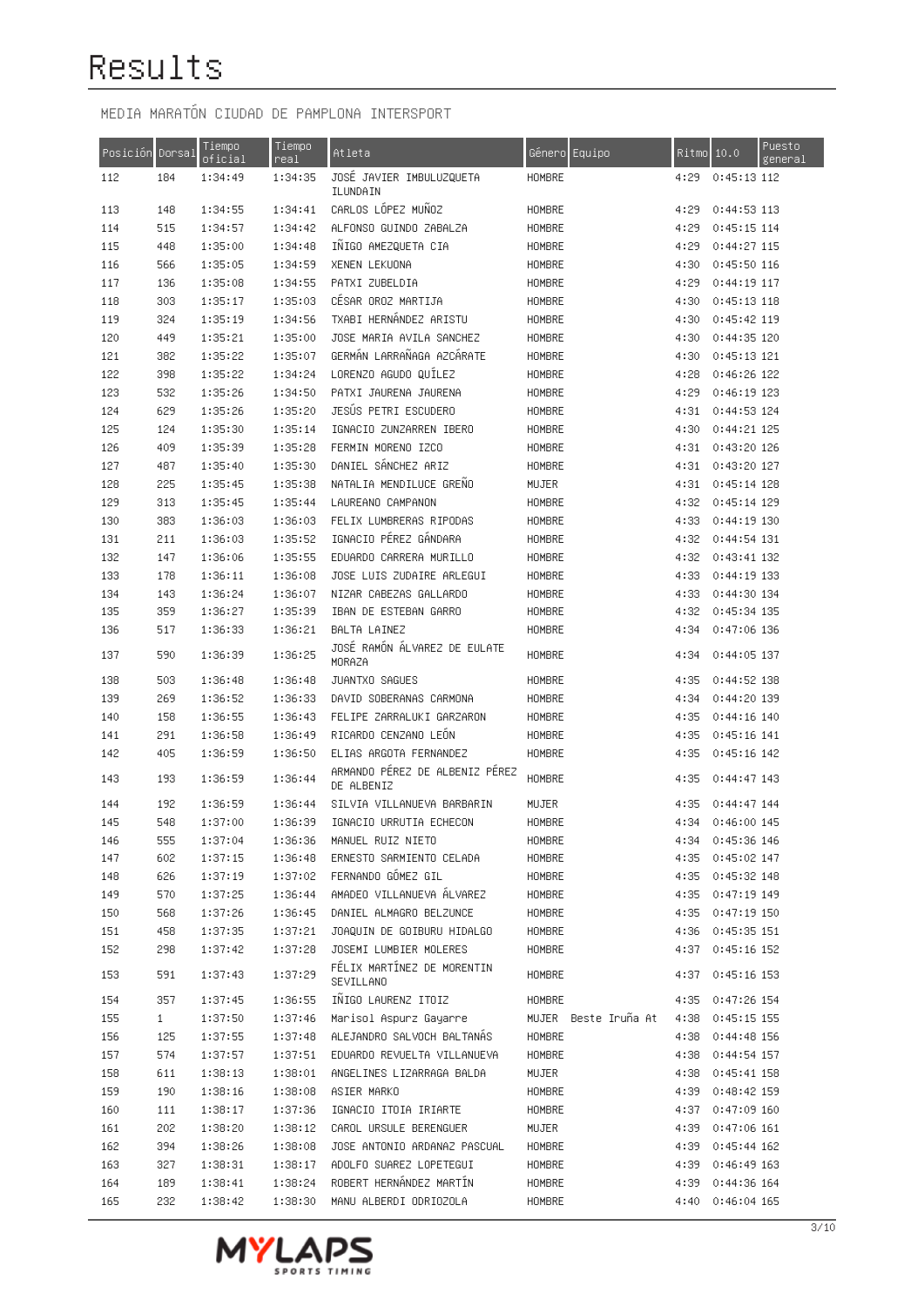# Results

MEDIA MARATÓN CIUDAD DE PAMPLONA INTERSPORT

| Posición | Dorsal | Tiempo oficial | Tiempo real | Atleta | Género | Equipo | Ritmo | 10.0 | Puesto general |
|---|---|---|---|---|---|---|---|---|---|
| 112 | 184 | 1:34:49 | 1:34:35 | JOSÉ JAVIER IMBULUZQUETA ILUNDAIN | HOMBRE | | 4:29 | 0:45:13 | 112 |
| 113 | 148 | 1:34:55 | 1:34:41 | CARLOS LÓPEZ MUÑOZ | HOMBRE | | 4:29 | 0:44:53 | 113 |
| 114 | 515 | 1:34:57 | 1:34:42 | ALFONSO GUINDO ZABALZA | HOMBRE | | 4:29 | 0:45:15 | 114 |
| 115 | 448 | 1:35:00 | 1:34:48 | IÑIGO AMEZQUETA CIA | HOMBRE | | 4:29 | 0:44:27 | 115 |
| 116 | 566 | 1:35:05 | 1:34:59 | XENEN LEKUONA | HOMBRE | | 4:30 | 0:45:50 | 116 |
| 117 | 136 | 1:35:08 | 1:34:55 | PATXI ZUBELDIA | HOMBRE | | 4:29 | 0:44:19 | 117 |
| 118 | 303 | 1:35:17 | 1:35:03 | CÉSAR OROZ MARTIJA | HOMBRE | | 4:30 | 0:45:13 | 118 |
| 119 | 324 | 1:35:19 | 1:34:56 | TXABI HERNÁNDEZ ARISTU | HOMBRE | | 4:30 | 0:45:42 | 119 |
| 120 | 449 | 1:35:21 | 1:35:00 | JOSE MARIA AVILA SANCHEZ | HOMBRE | | 4:30 | 0:44:35 | 120 |
| 121 | 382 | 1:35:22 | 1:35:07 | GERMÁN LARRAÑAGA AZCÁRATE | HOMBRE | | 4:30 | 0:45:13 | 121 |
| 122 | 398 | 1:35:22 | 1:34:24 | LORENZO AGUDO QUÍLEZ | HOMBRE | | 4:28 | 0:46:26 | 122 |
| 123 | 532 | 1:35:26 | 1:34:50 | PATXI JAURENA JAURENA | HOMBRE | | 4:29 | 0:46:19 | 123 |
| 124 | 629 | 1:35:26 | 1:35:20 | JESÚS PETRI ESCUDERO | HOMBRE | | 4:31 | 0:44:53 | 124 |
| 125 | 124 | 1:35:30 | 1:35:14 | IGNACIO ZUNZARREN IBERO | HOMBRE | | 4:30 | 0:44:21 | 125 |
| 126 | 409 | 1:35:39 | 1:35:28 | FERMIN MORENO IZCO | HOMBRE | | 4:31 | 0:43:20 | 126 |
| 127 | 487 | 1:35:40 | 1:35:30 | DANIEL SÁNCHEZ ARIZ | HOMBRE | | 4:31 | 0:43:20 | 127 |
| 128 | 225 | 1:35:45 | 1:35:38 | NATALIA MENDILUCE GREÑO | MUJER | | 4:31 | 0:45:14 | 128 |
| 129 | 313 | 1:35:45 | 1:35:44 | LAUREANO CAMPANON | HOMBRE | | 4:32 | 0:45:14 | 129 |
| 130 | 383 | 1:36:03 | 1:36:03 | FELIX LUMBRERAS RIPODAS | HOMBRE | | 4:33 | 0:44:19 | 130 |
| 131 | 211 | 1:36:03 | 1:35:52 | IGNACIO PÉREZ GÁNDARA | HOMBRE | | 4:32 | 0:44:54 | 131 |
| 132 | 147 | 1:36:06 | 1:35:55 | EDUARDO CARRERA MURILLO | HOMBRE | | 4:32 | 0:43:41 | 132 |
| 133 | 178 | 1:36:11 | 1:36:08 | JOSE LUIS ZUDAIRE ARLEGUI | HOMBRE | | 4:33 | 0:44:19 | 133 |
| 134 | 143 | 1:36:24 | 1:36:07 | NIZAR CABEZAS GALLARDO | HOMBRE | | 4:33 | 0:44:30 | 134 |
| 135 | 359 | 1:36:27 | 1:35:39 | IBAN DE ESTEBAN GARRO | HOMBRE | | 4:32 | 0:45:34 | 135 |
| 136 | 517 | 1:36:33 | 1:36:21 | BALTA LAINEZ | HOMBRE | | 4:34 | 0:47:06 | 136 |
| 137 | 590 | 1:36:39 | 1:36:25 | JOSÉ RAMÓN ÁLVAREZ DE EULATE MORAZA | HOMBRE | | 4:34 | 0:44:05 | 137 |
| 138 | 503 | 1:36:48 | 1:36:48 | JUANTXO SAGUES | HOMBRE | | 4:35 | 0:44:52 | 138 |
| 139 | 269 | 1:36:52 | 1:36:33 | DAVID SOBERANAS CARMONA | HOMBRE | | 4:34 | 0:44:20 | 139 |
| 140 | 158 | 1:36:55 | 1:36:43 | FELIPE ZARRALUKI GARZARON | HOMBRE | | 4:35 | 0:44:16 | 140 |
| 141 | 291 | 1:36:58 | 1:36:49 | RICARDO CENZANO LEÓN | HOMBRE | | 4:35 | 0:45:16 | 141 |
| 142 | 405 | 1:36:59 | 1:36:50 | ELIAS ARGOTA FERNANDEZ | HOMBRE | | 4:35 | 0:45:16 | 142 |
| 143 | 193 | 1:36:59 | 1:36:44 | ARMANDO PÉREZ DE ALBENIZ PÉREZ DE ALBENIZ | HOMBRE | | 4:35 | 0:44:47 | 143 |
| 144 | 192 | 1:36:59 | 1:36:44 | SILVIA VILLANUEVA BARBARIN | MUJER | | 4:35 | 0:44:47 | 144 |
| 145 | 548 | 1:37:00 | 1:36:39 | IGNACIO URRUTIA ECHECON | HOMBRE | | 4:34 | 0:46:00 | 145 |
| 146 | 555 | 1:37:04 | 1:36:36 | MANUEL RUIZ NIETO | HOMBRE | | 4:34 | 0:45:36 | 146 |
| 147 | 602 | 1:37:15 | 1:36:48 | ERNESTO SARMIENTO CELADA | HOMBRE | | 4:35 | 0:45:02 | 147 |
| 148 | 626 | 1:37:19 | 1:37:02 | FERNANDO GÓMEZ GIL | HOMBRE | | 4:35 | 0:45:32 | 148 |
| 149 | 570 | 1:37:25 | 1:36:44 | AMADEO VILLANUEVA ÁLVAREZ | HOMBRE | | 4:35 | 0:47:19 | 149 |
| 150 | 568 | 1:37:26 | 1:36:45 | DANIEL ALMAGRO BELZUNCE | HOMBRE | | 4:35 | 0:47:19 | 150 |
| 151 | 458 | 1:37:35 | 1:37:21 | JOAQUIN DE GOIBURU HIDALGO | HOMBRE | | 4:36 | 0:45:35 | 151 |
| 152 | 298 | 1:37:42 | 1:37:28 | JOSEMI LUMBIER MOLERES | HOMBRE | | 4:37 | 0:45:16 | 152 |
| 153 | 591 | 1:37:43 | 1:37:29 | FÉLIX MARTÍNEZ DE MORENTIN SEVILLANO | HOMBRE | | 4:37 | 0:45:16 | 153 |
| 154 | 357 | 1:37:45 | 1:36:55 | IÑIGO LAURENZ ITOIZ | HOMBRE | | 4:35 | 0:47:26 | 154 |
| 155 | 1 | 1:37:50 | 1:37:46 | Marisol Aspurz Gayarre | MUJER | Beste Iruña At | 4:38 | 0:45:15 | 155 |
| 156 | 125 | 1:37:55 | 1:37:48 | ALEJANDRO SALVOCH BALTANÁS | HOMBRE | | 4:38 | 0:44:48 | 156 |
| 157 | 574 | 1:37:57 | 1:37:51 | EDUARDO REVUELTA VILLANUEVA | HOMBRE | | 4:38 | 0:44:54 | 157 |
| 158 | 611 | 1:38:13 | 1:38:01 | ANGELINES LIZARRAGA BALDA | MUJER | | 4:38 | 0:45:41 | 158 |
| 159 | 190 | 1:38:16 | 1:38:08 | ASIER MARKO | HOMBRE | | 4:39 | 0:48:42 | 159 |
| 160 | 111 | 1:38:17 | 1:37:36 | IGNACIO ITOIA IRIARTE | HOMBRE | | 4:37 | 0:47:09 | 160 |
| 161 | 202 | 1:38:20 | 1:38:12 | CAROL URSULE BERENGUER | MUJER | | 4:39 | 0:47:06 | 161 |
| 162 | 394 | 1:38:26 | 1:38:08 | JOSE ANTONIO ARDANAZ PASCUAL | HOMBRE | | 4:39 | 0:45:44 | 162 |
| 163 | 327 | 1:38:31 | 1:38:17 | ADOLFO SUAREZ LOPETEGUI | HOMBRE | | 4:39 | 0:46:49 | 163 |
| 164 | 189 | 1:38:41 | 1:38:24 | ROBERT HERNÁNDEZ MARTÍN | HOMBRE | | 4:39 | 0:44:36 | 164 |
| 165 | 232 | 1:38:42 | 1:38:30 | MANU ALBERDI ODRIOZOLA | HOMBRE | | 4:40 | 0:46:04 | 165 |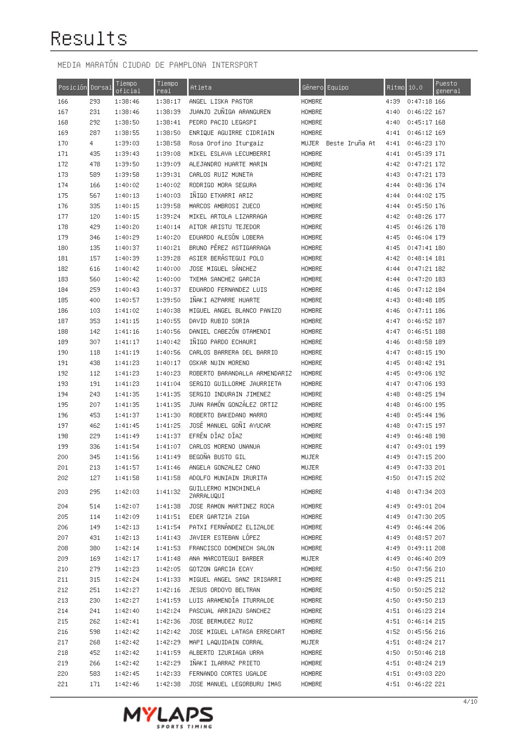# Results

MEDIA MARATÓN CIUDAD DE PAMPLONA INTERSPORT

| Posición | Dorsal | Tiempo oficial | Tiempo real | Atleta | Género | Equipo | Ritmo | 10.0 | Puesto general |
|---|---|---|---|---|---|---|---|---|---|
| 166 | 293 | 1:38:46 | 1:38:17 | ANGEL LISKA PASTOR | HOMBRE | | 4:39 | 0:47:18 | 166 |
| 167 | 231 | 1:38:46 | 1:38:39 | JUANJO ZUÑIGA ARANGUREN | HOMBRE | | 4:40 | 0:46:22 | 167 |
| 168 | 292 | 1:38:50 | 1:38:41 | PEDRO PACIO LEGASPI | HOMBRE | | 4:40 | 0:45:17 | 168 |
| 169 | 287 | 1:38:55 | 1:38:50 | ENRIQUE AGUIRRE CIDRIAIN | HOMBRE | | 4:41 | 0:46:12 | 169 |
| 170 | 4 | 1:39:03 | 1:38:58 | Rosa Orofino Iturgaiz | MUJER | Beste Iruña At | 4:41 | 0:46:23 | 170 |
| 171 | 435 | 1:39:43 | 1:39:08 | MIKEL ESLAVA LECUMBERRI | HOMBRE | | 4:41 | 0:45:39 | 171 |
| 172 | 478 | 1:39:50 | 1:39:09 | ALEJANDRO HUARTE MARIN | HOMBRE | | 4:42 | 0:47:21 | 172 |
| 173 | 589 | 1:39:58 | 1:39:31 | CARLOS RUIZ MUNETA | HOMBRE | | 4:43 | 0:47:21 | 173 |
| 174 | 166 | 1:40:02 | 1:40:02 | RODRIGO MORA SEGURA | HOMBRE | | 4:44 | 0:48:36 | 174 |
| 175 | 567 | 1:40:13 | 1:40:03 | IÑIGO ETXARRI ARIZ | HOMBRE | | 4:44 | 0:44:02 | 175 |
| 176 | 335 | 1:40:15 | 1:39:58 | MARCOS AMBROSI ZUECO | HOMBRE | | 4:44 | 0:45:50 | 176 |
| 177 | 120 | 1:40:15 | 1:39:24 | MIKEL ARTOLA LIZARRAGA | HOMBRE | | 4:42 | 0:48:26 | 177 |
| 178 | 429 | 1:40:20 | 1:40:14 | AITOR ARISTU TEJEDOR | HOMBRE | | 4:45 | 0:46:26 | 178 |
| 179 | 346 | 1:40:29 | 1:40:20 | EDUARDO ALESÓN LOBERA | HOMBRE | | 4:45 | 0:46:04 | 179 |
| 180 | 135 | 1:40:37 | 1:40:21 | BRUNO PÉREZ ASTIGARRAGA | HOMBRE | | 4:45 | 0:47:41 | 180 |
| 181 | 157 | 1:40:39 | 1:39:28 | ASIER BERÁSTEGUI POLO | HOMBRE | | 4:42 | 0:48:14 | 181 |
| 182 | 616 | 1:40:42 | 1:40:00 | JOSE MIGUEL SÁNCHEZ | HOMBRE | | 4:44 | 0:47:21 | 182 |
| 183 | 560 | 1:40:42 | 1:40:00 | TXEMA SANCHEZ GARCIA | HOMBRE | | 4:44 | 0:47:20 | 183 |
| 184 | 259 | 1:40:43 | 1:40:37 | EDUARDO FERNANDEZ LUIS | HOMBRE | | 4:46 | 0:47:12 | 184 |
| 185 | 400 | 1:40:57 | 1:39:50 | IÑAKI AZPARRE HUARTE | HOMBRE | | 4:43 | 0:48:48 | 185 |
| 186 | 103 | 1:41:02 | 1:40:38 | MIGUEL ANGEL BLANCO PANIZO | HOMBRE | | 4:46 | 0:47:11 | 186 |
| 187 | 353 | 1:41:15 | 1:40:55 | DAVID RUBIO SORIA | HOMBRE | | 4:47 | 0:46:52 | 187 |
| 188 | 142 | 1:41:16 | 1:40:56 | DANIEL CABEZÓN OTAMENDI | HOMBRE | | 4:47 | 0:46:51 | 188 |
| 189 | 307 | 1:41:17 | 1:40:42 | IÑIGO PARDO ECHAURI | HOMBRE | | 4:46 | 0:48:58 | 189 |
| 190 | 118 | 1:41:19 | 1:40:56 | CARLOS BARRERA DEL BARRIO | HOMBRE | | 4:47 | 0:48:15 | 190 |
| 191 | 438 | 1:41:23 | 1:40:17 | OSKAR NUIN MORENO | HOMBRE | | 4:45 | 0:48:42 | 191 |
| 192 | 112 | 1:41:23 | 1:40:23 | ROBERTO BARANDALLA ARMENDARIZ | HOMBRE | | 4:45 | 0:49:06 | 192 |
| 193 | 191 | 1:41:23 | 1:41:04 | SERGIO GUILLORME JAURRIETA | HOMBRE | | 4:47 | 0:47:06 | 193 |
| 194 | 243 | 1:41:35 | 1:41:35 | SERGIO INDURAIN JIMENEZ | HOMBRE | | 4:48 | 0:48:25 | 194 |
| 195 | 207 | 1:41:35 | 1:41:35 | JUAN RAMÓN GONZÁLEZ ORTIZ | HOMBRE | | 4:48 | 0:46:00 | 195 |
| 196 | 453 | 1:41:37 | 1:41:30 | ROBERTO BAKEDANO MARRO | HOMBRE | | 4:48 | 0:45:44 | 196 |
| 197 | 462 | 1:41:45 | 1:41:25 | JOSÉ MANUEL GOÑI AYUCAR | HOMBRE | | 4:48 | 0:47:15 | 197 |
| 198 | 229 | 1:41:49 | 1:41:37 | EFRÉN DÍAZ DÍAZ | HOMBRE | | 4:49 | 0:46:48 | 198 |
| 199 | 336 | 1:41:54 | 1:41:07 | CARLOS MORENO UNANUA | HOMBRE | | 4:47 | 0:49:01 | 199 |
| 200 | 345 | 1:41:56 | 1:41:49 | BEGOÑA BUSTO GIL | MUJER | | 4:49 | 0:47:15 | 200 |
| 201 | 213 | 1:41:57 | 1:41:46 | ANGELA GONZALEZ CANO | MUJER | | 4:49 | 0:47:33 | 201 |
| 202 | 127 | 1:41:58 | 1:41:58 | ADOLFO MUNIAIN IRURITA | HOMBRE | | 4:50 | 0:47:15 | 202 |
| 203 | 295 | 1:42:03 | 1:41:32 | GUILLERMO MINCHINELA ZARRALUQUI | HOMBRE | | 4:48 | 0:47:34 | 203 |
| 204 | 514 | 1:42:07 | 1:41:38 | JOSE RAMON MARTINEZ ROCA | HOMBRE | | 4:49 | 0:49:01 | 204 |
| 205 | 114 | 1:42:09 | 1:41:51 | EDER GARTZIA ZIGA | HOMBRE | | 4:49 | 0:47:30 | 205 |
| 206 | 149 | 1:42:13 | 1:41:54 | PATXI FERNÁNDEZ ELIZALDE | HOMBRE | | 4:49 | 0:46:44 | 206 |
| 207 | 431 | 1:42:13 | 1:41:43 | JAVIER ESTEBAN LÓPEZ | HOMBRE | | 4:49 | 0:48:57 | 207 |
| 208 | 380 | 1:42:14 | 1:41:53 | FRANCISCO DOMENECH SALON | HOMBRE | | 4:49 | 0:49:11 | 208 |
| 209 | 169 | 1:42:17 | 1:41:48 | ANA MARCOTEGUI BARBER | MUJER | | 4:49 | 0:46:40 | 209 |
| 210 | 279 | 1:42:23 | 1:42:05 | GOTZON GARCIA ECAY | HOMBRE | | 4:50 | 0:47:56 | 210 |
| 211 | 315 | 1:42:24 | 1:41:33 | MIGUEL ANGEL SANZ IRISARRI | HOMBRE | | 4:48 | 0:49:25 | 211 |
| 212 | 251 | 1:42:27 | 1:42:16 | JESUS ORDOYO BELTRAN | HOMBRE | | 4:50 | 0:50:25 | 212 |
| 213 | 230 | 1:42:27 | 1:41:59 | LUIS ARAMENDÍA ITURRALDE | HOMBRE | | 4:50 | 0:49:50 | 213 |
| 214 | 241 | 1:42:40 | 1:42:24 | PASCUAL ARRIAZU SANCHEZ | HOMBRE | | 4:51 | 0:46:23 | 214 |
| 215 | 262 | 1:42:41 | 1:42:36 | JOSE BERMUDEZ RUIZ | HOMBRE | | 4:51 | 0:46:14 | 215 |
| 216 | 598 | 1:42:42 | 1:42:42 | JOSE MIGUEL LATASA ERRECART | HOMBRE | | 4:52 | 0:45:56 | 216 |
| 217 | 268 | 1:42:42 | 1:42:29 | MAPI LAQUIDAIN CORRAL | MUJER | | 4:51 | 0:48:24 | 217 |
| 218 | 452 | 1:42:42 | 1:41:59 | ALBERTO IZURIAGA URRA | HOMBRE | | 4:50 | 0:50:46 | 218 |
| 219 | 266 | 1:42:42 | 1:42:29 | IÑAKI ILARRAZ PRIETO | HOMBRE | | 4:51 | 0:48:24 | 219 |
| 220 | 583 | 1:42:45 | 1:42:33 | FERNANDO CORTES UGALDE | HOMBRE | | 4:51 | 0:49:03 | 220 |
| 221 | 171 | 1:42:46 | 1:42:38 | JOSE MANUEL LEGORBURU IMAS | HOMBRE | | 4:51 | 0:46:22 | 221 |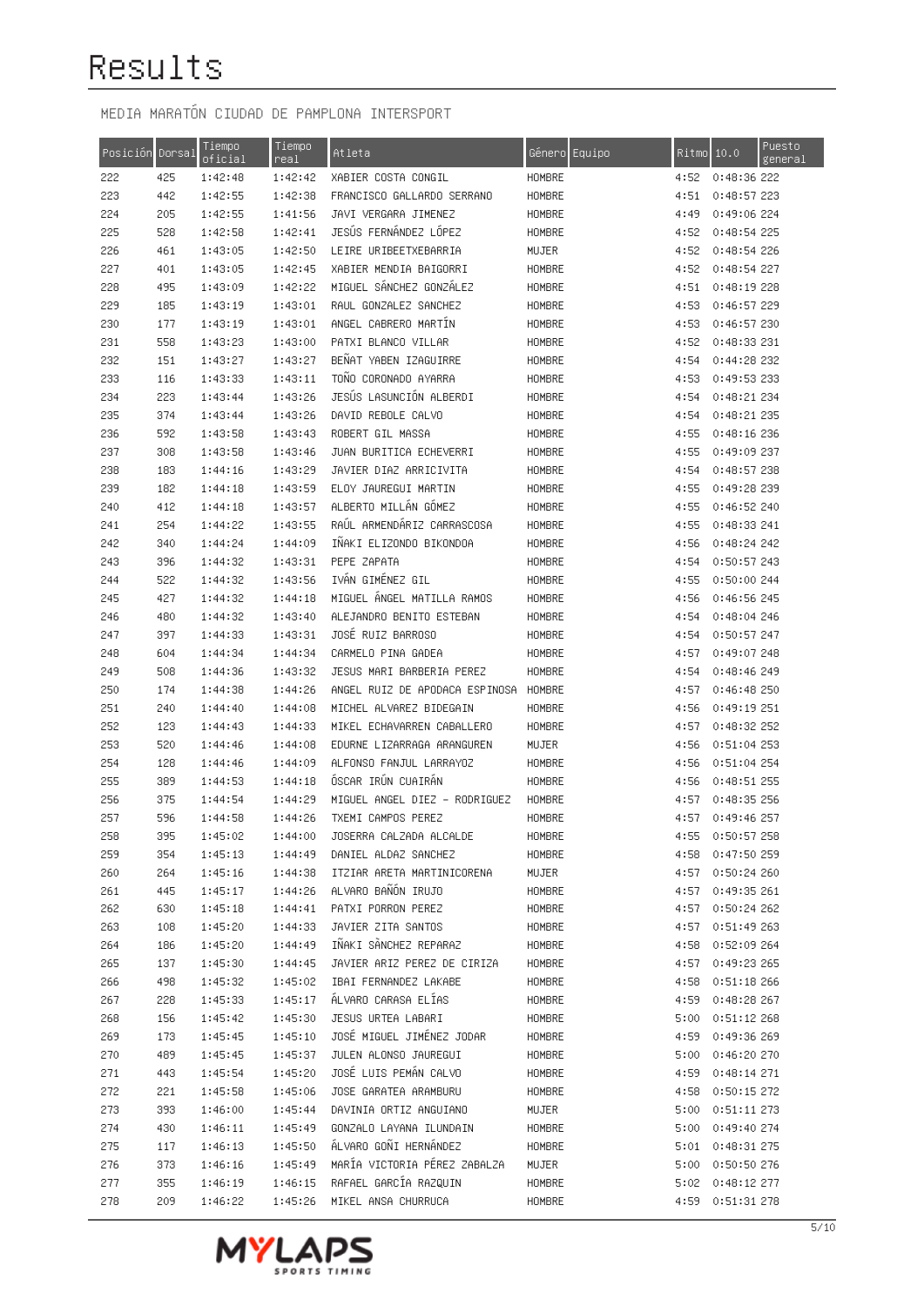# Results

MEDIA MARATÓN CIUDAD DE PAMPLONA INTERSPORT

| Posición | Dorsal | Tiempo oficial | Tiempo real | Atleta | Género | Equipo | Ritmo | 10.0 | Puesto general |
|---|---|---|---|---|---|---|---|---|---|
| 222 | 425 | 1:42:48 | 1:42:42 | XABIER COSTA CONGIL | HOMBRE | | 4:52 | 0:48:36 | 222 |
| 223 | 442 | 1:42:55 | 1:42:38 | FRANCISCO GALLARDO SERRANO | HOMBRE | | 4:51 | 0:48:57 | 223 |
| 224 | 205 | 1:42:55 | 1:41:56 | JAVI VERGARA JIMENEZ | HOMBRE | | 4:49 | 0:49:06 | 224 |
| 225 | 528 | 1:42:58 | 1:42:41 | JESÚS FERNÁNDEZ LÓPEZ | HOMBRE | | 4:52 | 0:48:54 | 225 |
| 226 | 461 | 1:43:05 | 1:42:50 | LEIRE URIBEETXEBARRIA | MUJER | | 4:52 | 0:48:54 | 226 |
| 227 | 401 | 1:43:05 | 1:42:45 | XABIER MENDIA BAIGORRI | HOMBRE | | 4:52 | 0:48:54 | 227 |
| 228 | 495 | 1:43:09 | 1:42:22 | MIGUEL SÁNCHEZ GONZÁLEZ | HOMBRE | | 4:51 | 0:48:19 | 228 |
| 229 | 185 | 1:43:19 | 1:43:01 | RAUL GONZALEZ SANCHEZ | HOMBRE | | 4:53 | 0:46:57 | 229 |
| 230 | 177 | 1:43:19 | 1:43:01 | ANGEL CABRERO MARTÍN | HOMBRE | | 4:53 | 0:46:57 | 230 |
| 231 | 558 | 1:43:23 | 1:43:00 | PATXI BLANCO VILLAR | HOMBRE | | 4:52 | 0:48:33 | 231 |
| 232 | 151 | 1:43:27 | 1:43:27 | BEÑAT YABEN IZAGUIRRE | HOMBRE | | 4:54 | 0:44:28 | 232 |
| 233 | 116 | 1:43:33 | 1:43:11 | TOÑO CORONADO AYARRA | HOMBRE | | 4:53 | 0:49:53 | 233 |
| 234 | 223 | 1:43:44 | 1:43:26 | JESÚS LASUNCIÓN ALBERDI | HOMBRE | | 4:54 | 0:48:21 | 234 |
| 235 | 374 | 1:43:44 | 1:43:26 | DAVID REBOLE CALVO | HOMBRE | | 4:54 | 0:48:21 | 235 |
| 236 | 592 | 1:43:58 | 1:43:43 | ROBERT GIL MASSA | HOMBRE | | 4:55 | 0:48:16 | 236 |
| 237 | 308 | 1:43:58 | 1:43:46 | JUAN BURITICA ECHEVERRI | HOMBRE | | 4:55 | 0:49:09 | 237 |
| 238 | 183 | 1:44:16 | 1:43:29 | JAVIER DIAZ ARRICIVITA | HOMBRE | | 4:54 | 0:48:57 | 238 |
| 239 | 182 | 1:44:18 | 1:43:59 | ELOY JAUREGUI MARTIN | HOMBRE | | 4:55 | 0:49:28 | 239 |
| 240 | 412 | 1:44:18 | 1:43:57 | ALBERTO MILLÁN GÓMEZ | HOMBRE | | 4:55 | 0:46:52 | 240 |
| 241 | 254 | 1:44:22 | 1:43:55 | RAÚL ARMENDÁRIZ CARRASCOSA | HOMBRE | | 4:55 | 0:48:33 | 241 |
| 242 | 340 | 1:44:24 | 1:44:09 | IÑAKI ELIZONDO BIKONDOA | HOMBRE | | 4:56 | 0:48:24 | 242 |
| 243 | 396 | 1:44:32 | 1:43:31 | PEPE ZAPATA | HOMBRE | | 4:54 | 0:50:57 | 243 |
| 244 | 522 | 1:44:32 | 1:43:56 | IVÁN GIMÉNEZ GIL | HOMBRE | | 4:55 | 0:50:00 | 244 |
| 245 | 427 | 1:44:32 | 1:44:18 | MIGUEL ÁNGEL MATILLA RAMOS | HOMBRE | | 4:56 | 0:46:56 | 245 |
| 246 | 480 | 1:44:32 | 1:43:40 | ALEJANDRO BENITO ESTEBAN | HOMBRE | | 4:54 | 0:48:04 | 246 |
| 247 | 397 | 1:44:33 | 1:43:31 | JOSÉ RUIZ BARROSO | HOMBRE | | 4:54 | 0:50:57 | 247 |
| 248 | 604 | 1:44:34 | 1:44:34 | CARMELO PINA GADEA | HOMBRE | | 4:57 | 0:49:07 | 248 |
| 249 | 508 | 1:44:36 | 1:43:32 | JESUS MARI BARBERIA PEREZ | HOMBRE | | 4:54 | 0:48:46 | 249 |
| 250 | 174 | 1:44:38 | 1:44:26 | ANGEL RUIZ DE APODACA ESPINOSA | HOMBRE | | 4:57 | 0:46:48 | 250 |
| 251 | 240 | 1:44:40 | 1:44:08 | MICHEL ALVAREZ BIDEGAIN | HOMBRE | | 4:56 | 0:49:19 | 251 |
| 252 | 123 | 1:44:43 | 1:44:33 | MIKEL ECHAVARREN CABALLERO | HOMBRE | | 4:57 | 0:48:32 | 252 |
| 253 | 520 | 1:44:46 | 1:44:08 | EDURNE LIZARRAGA ARANGUREN | MUJER | | 4:56 | 0:51:04 | 253 |
| 254 | 128 | 1:44:46 | 1:44:09 | ALFONSO FANJUL LARRAYOZ | HOMBRE | | 4:56 | 0:51:04 | 254 |
| 255 | 389 | 1:44:53 | 1:44:18 | ÓSCAR IRÚN CUAIRÁN | HOMBRE | | 4:56 | 0:48:51 | 255 |
| 256 | 375 | 1:44:54 | 1:44:29 | MIGUEL ANGEL DIEZ - RODRIGUEZ | HOMBRE | | 4:57 | 0:48:35 | 256 |
| 257 | 596 | 1:44:58 | 1:44:26 | TXEMI CAMPOS PEREZ | HOMBRE | | 4:57 | 0:49:46 | 257 |
| 258 | 395 | 1:45:02 | 1:44:00 | JOSERRA CALZADA ALCALDE | HOMBRE | | 4:55 | 0:50:57 | 258 |
| 259 | 354 | 1:45:13 | 1:44:49 | DANIEL ALDAZ SANCHEZ | HOMBRE | | 4:58 | 0:47:50 | 259 |
| 260 | 264 | 1:45:16 | 1:44:38 | ITZIAR ARETA MARTINICORENA | MUJER | | 4:57 | 0:50:24 | 260 |
| 261 | 445 | 1:45:17 | 1:44:26 | ALVARO BAÑÓN IRUJO | HOMBRE | | 4:57 | 0:49:35 | 261 |
| 262 | 630 | 1:45:18 | 1:44:41 | PATXI PORRON PEREZ | HOMBRE | | 4:57 | 0:50:24 | 262 |
| 263 | 108 | 1:45:20 | 1:44:33 | JAVIER ZITA SANTOS | HOMBRE | | 4:57 | 0:51:49 | 263 |
| 264 | 186 | 1:45:20 | 1:44:49 | IÑAKI SÁNCHEZ REPARAZ | HOMBRE | | 4:58 | 0:52:09 | 264 |
| 265 | 137 | 1:45:30 | 1:44:45 | JAVIER ARIZ PEREZ DE CIRIZA | HOMBRE | | 4:57 | 0:49:23 | 265 |
| 266 | 498 | 1:45:32 | 1:45:02 | IBAI FERNANDEZ LAKABE | HOMBRE | | 4:58 | 0:51:18 | 266 |
| 267 | 228 | 1:45:33 | 1:45:17 | ÁLVARO CARASA ELÍAS | HOMBRE | | 4:59 | 0:48:28 | 267 |
| 268 | 156 | 1:45:42 | 1:45:30 | JESUS URTEA LABARI | HOMBRE | | 5:00 | 0:51:12 | 268 |
| 269 | 173 | 1:45:45 | 1:45:10 | JOSÉ MIGUEL JIMÉNEZ JODAR | HOMBRE | | 4:59 | 0:49:36 | 269 |
| 270 | 489 | 1:45:45 | 1:45:37 | JULEN ALONSO JAUREGUI | HOMBRE | | 5:00 | 0:46:20 | 270 |
| 271 | 443 | 1:45:54 | 1:45:20 | JOSÉ LUIS PEMÁN CALVO | HOMBRE | | 4:59 | 0:48:14 | 271 |
| 272 | 221 | 1:45:58 | 1:45:06 | JOSE GARATEA ARAMBURU | HOMBRE | | 4:58 | 0:50:15 | 272 |
| 273 | 393 | 1:46:00 | 1:45:44 | DAVINIA ORTIZ ANGUIANO | MUJER | | 5:00 | 0:51:11 | 273 |
| 274 | 430 | 1:46:11 | 1:45:49 | GONZALO LAYANA ILUNDAIN | HOMBRE | | 5:00 | 0:49:40 | 274 |
| 275 | 117 | 1:46:13 | 1:45:50 | ÁLVARO GOÑI HERNÁNDEZ | HOMBRE | | 5:01 | 0:48:31 | 275 |
| 276 | 373 | 1:46:16 | 1:45:49 | MARÍA VICTORIA PÉREZ ZABALZA | MUJER | | 5:00 | 0:50:50 | 276 |
| 277 | 355 | 1:46:19 | 1:46:15 | RAFAEL GARCÍA RAZQUIN | HOMBRE | | 5:02 | 0:48:12 | 277 |
| 278 | 209 | 1:46:22 | 1:45:26 | MIKEL ANSA CHURRUCA | HOMBRE | | 4:59 | 0:51:31 | 278 |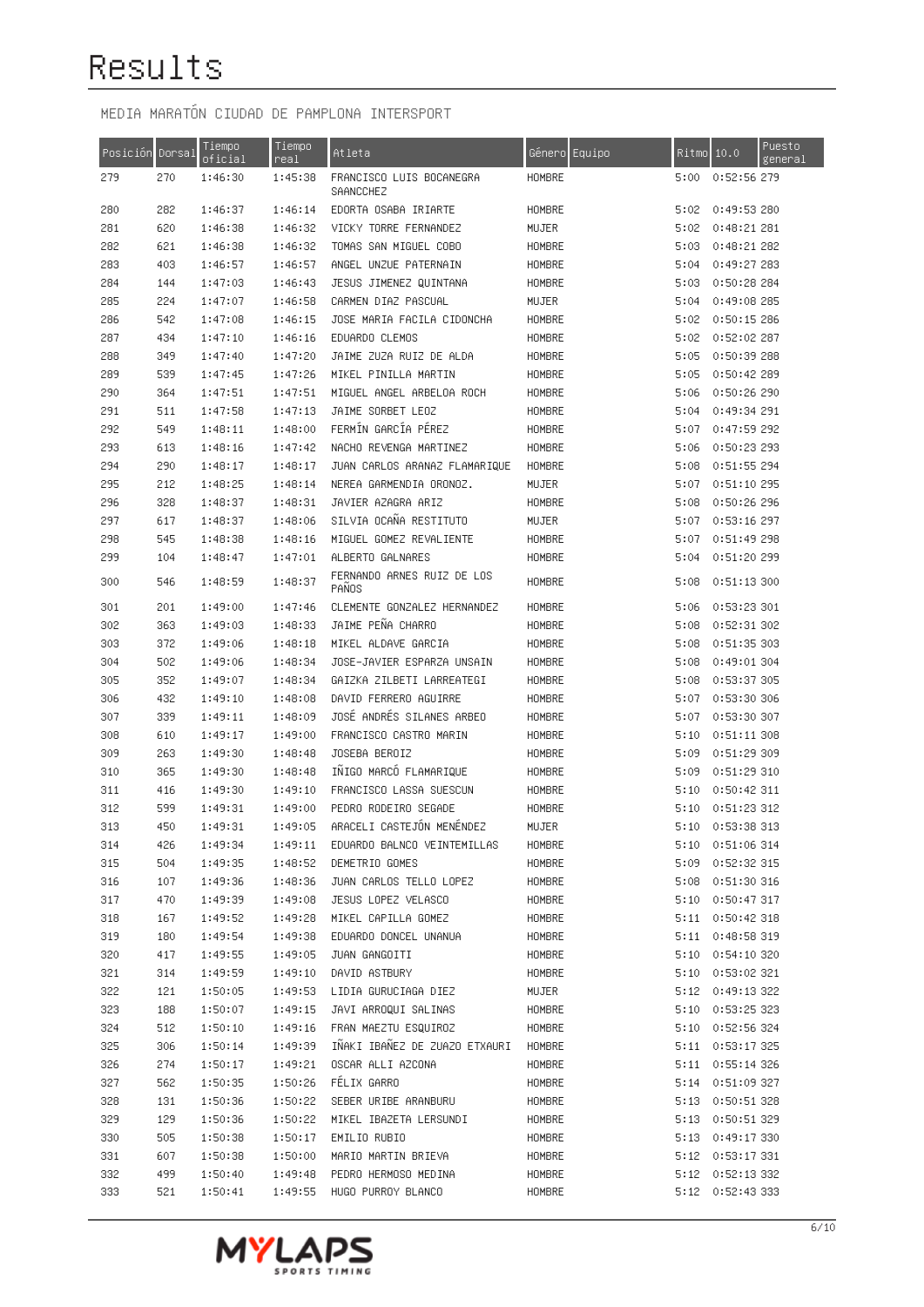# Results

MEDIA MARATÓN CIUDAD DE PAMPLONA INTERSPORT

| Posición | Dorsal | Tiempo oficial | Tiempo real | Atleta | Género | Equipo | Ritmo | 10.0 | Puesto general |
|---|---|---|---|---|---|---|---|---|---|
| 279 | 270 | 1:46:30 | 1:45:38 | FRANCISCO LUIS BOCANEGRA SAANCCHEZ | HOMBRE | | 5:00 | 0:52:56 | 279 |
| 280 | 282 | 1:46:37 | 1:46:14 | EDORTA OSABA IRIARTE | HOMBRE | | 5:02 | 0:49:53 | 280 |
| 281 | 620 | 1:46:38 | 1:46:32 | VICKY TORRE FERNANDEZ | MUJER | | 5:02 | 0:48:21 | 281 |
| 282 | 621 | 1:46:38 | 1:46:32 | TOMAS SAN MIGUEL COBO | HOMBRE | | 5:03 | 0:48:21 | 282 |
| 283 | 403 | 1:46:57 | 1:46:57 | ANGEL UNZUE PATERNAIN | HOMBRE | | 5:04 | 0:49:27 | 283 |
| 284 | 144 | 1:47:03 | 1:46:43 | JESUS JIMENEZ QUINTANA | HOMBRE | | 5:03 | 0:50:28 | 284 |
| 285 | 224 | 1:47:07 | 1:46:58 | CARMEN DIAZ PASCUAL | MUJER | | 5:04 | 0:49:08 | 285 |
| 286 | 542 | 1:47:08 | 1:46:15 | JOSE MARIA FACILA CIDONCHA | HOMBRE | | 5:02 | 0:50:15 | 286 |
| 287 | 434 | 1:47:10 | 1:46:16 | EDUARDO CLEMOS | HOMBRE | | 5:02 | 0:52:02 | 287 |
| 288 | 349 | 1:47:40 | 1:47:20 | JAIME ZUZA RUIZ DE ALDA | HOMBRE | | 5:05 | 0:50:39 | 288 |
| 289 | 539 | 1:47:45 | 1:47:26 | MIKEL PINILLA MARTIN | HOMBRE | | 5:05 | 0:50:42 | 289 |
| 290 | 364 | 1:47:51 | 1:47:51 | MIGUEL ANGEL ARBELOA ROCH | HOMBRE | | 5:06 | 0:50:26 | 290 |
| 291 | 511 | 1:47:58 | 1:47:13 | JAIME SORBET LEOZ | HOMBRE | | 5:04 | 0:49:34 | 291 |
| 292 | 549 | 1:48:11 | 1:48:00 | FERMÍN GARCÍA PÉREZ | HOMBRE | | 5:07 | 0:47:59 | 292 |
| 293 | 613 | 1:48:16 | 1:47:42 | NACHO REVENGA MARTINEZ | HOMBRE | | 5:06 | 0:50:23 | 293 |
| 294 | 290 | 1:48:17 | 1:48:17 | JUAN CARLOS ARANAZ FLAMARIQUE | HOMBRE | | 5:08 | 0:51:55 | 294 |
| 295 | 212 | 1:48:25 | 1:48:14 | NEREA GARMENDIA ORONOZ. | MUJER | | 5:07 | 0:51:10 | 295 |
| 296 | 328 | 1:48:37 | 1:48:31 | JAVIER AZAGRA ARIZ | HOMBRE | | 5:08 | 0:50:26 | 296 |
| 297 | 617 | 1:48:37 | 1:48:06 | SILVIA OCAÑA RESTITUTO | MUJER | | 5:07 | 0:53:16 | 297 |
| 298 | 545 | 1:48:38 | 1:48:16 | MIGUEL GOMEZ REVALIENTE | HOMBRE | | 5:07 | 0:51:49 | 298 |
| 299 | 104 | 1:48:47 | 1:47:01 | ALBERTO GALNARES | HOMBRE | | 5:04 | 0:51:20 | 299 |
| 300 | 546 | 1:48:59 | 1:48:37 | FERNANDO ARNES RUIZ DE LOS PAÑOS | HOMBRE | | 5:08 | 0:51:13 | 300 |
| 301 | 201 | 1:49:00 | 1:47:46 | CLEMENTE GONZALEZ HERNANDEZ | HOMBRE | | 5:06 | 0:53:23 | 301 |
| 302 | 363 | 1:49:03 | 1:48:33 | JAIME PEÑA CHARRO | HOMBRE | | 5:08 | 0:52:31 | 302 |
| 303 | 372 | 1:49:06 | 1:48:18 | MIKEL ALDAVE GARCIA | HOMBRE | | 5:08 | 0:51:35 | 303 |
| 304 | 502 | 1:49:06 | 1:48:34 | JOSE-JAVIER ESPARZA UNSAIN | HOMBRE | | 5:08 | 0:49:01 | 304 |
| 305 | 352 | 1:49:07 | 1:48:34 | GAIZKA ZILBETI LARREATEGI | HOMBRE | | 5:08 | 0:53:37 | 305 |
| 306 | 432 | 1:49:10 | 1:48:08 | DAVID FERRERO AGUIRRE | HOMBRE | | 5:07 | 0:53:30 | 306 |
| 307 | 339 | 1:49:11 | 1:48:09 | JOSÉ ANDRÉS SILANES ARBEO | HOMBRE | | 5:07 | 0:53:30 | 307 |
| 308 | 610 | 1:49:17 | 1:49:00 | FRANCISCO CASTRO MARIN | HOMBRE | | 5:10 | 0:51:11 | 308 |
| 309 | 263 | 1:49:30 | 1:48:48 | JOSEBA BEROIZ | HOMBRE | | 5:09 | 0:51:29 | 309 |
| 310 | 365 | 1:49:30 | 1:48:48 | IÑIGO MARCÓ FLAMARIQUE | HOMBRE | | 5:09 | 0:51:29 | 310 |
| 311 | 416 | 1:49:30 | 1:49:10 | FRANCISCO LASSA SUESCUN | HOMBRE | | 5:10 | 0:50:42 | 311 |
| 312 | 599 | 1:49:31 | 1:49:00 | PEDRO RODEIRO SEGADE | HOMBRE | | 5:10 | 0:51:23 | 312 |
| 313 | 450 | 1:49:31 | 1:49:05 | ARACELI CASTEJÓN MENÉNDEZ | MUJER | | 5:10 | 0:53:38 | 313 |
| 314 | 426 | 1:49:34 | 1:49:11 | EDUARDO BALNCO VEINTEMILLAS | HOMBRE | | 5:10 | 0:51:06 | 314 |
| 315 | 504 | 1:49:35 | 1:48:52 | DEMETRIO GOMES | HOMBRE | | 5:09 | 0:52:32 | 315 |
| 316 | 107 | 1:49:36 | 1:48:36 | JUAN CARLOS TELLO LOPEZ | HOMBRE | | 5:08 | 0:51:30 | 316 |
| 317 | 470 | 1:49:39 | 1:49:08 | JESUS LOPEZ VELASCO | HOMBRE | | 5:10 | 0:50:47 | 317 |
| 318 | 167 | 1:49:52 | 1:49:28 | MIKEL CAPILLA GOMEZ | HOMBRE | | 5:11 | 0:50:42 | 318 |
| 319 | 180 | 1:49:54 | 1:49:38 | EDUARDO DONCEL UNANUA | HOMBRE | | 5:11 | 0:48:58 | 319 |
| 320 | 417 | 1:49:55 | 1:49:05 | JUAN GANGOITI | HOMBRE | | 5:10 | 0:54:10 | 320 |
| 321 | 314 | 1:49:59 | 1:49:10 | DAVID ASTBURY | HOMBRE | | 5:10 | 0:53:02 | 321 |
| 322 | 121 | 1:50:05 | 1:49:53 | LIDIA GURUCIAGA DIEZ | MUJER | | 5:12 | 0:49:13 | 322 |
| 323 | 188 | 1:50:07 | 1:49:15 | JAVI ARROQUI SALINAS | HOMBRE | | 5:10 | 0:53:25 | 323 |
| 324 | 512 | 1:50:10 | 1:49:16 | FRAN MAEZTU ESQUIROZ | HOMBRE | | 5:10 | 0:52:56 | 324 |
| 325 | 306 | 1:50:14 | 1:49:39 | IÑAKI IBAÑEZ DE ZUAZO ETXAURI | HOMBRE | | 5:11 | 0:53:17 | 325 |
| 326 | 274 | 1:50:17 | 1:49:21 | OSCAR ALLI AZCONA | HOMBRE | | 5:11 | 0:55:14 | 326 |
| 327 | 562 | 1:50:35 | 1:50:26 | FÉLIX GARRO | HOMBRE | | 5:14 | 0:51:09 | 327 |
| 328 | 131 | 1:50:36 | 1:50:22 | SEBER URIBE ARANBURU | HOMBRE | | 5:13 | 0:50:51 | 328 |
| 329 | 129 | 1:50:36 | 1:50:22 | MIKEL IBAZETA LERSUNDI | HOMBRE | | 5:13 | 0:50:51 | 329 |
| 330 | 505 | 1:50:38 | 1:50:17 | EMILIO RUBIO | HOMBRE | | 5:13 | 0:49:17 | 330 |
| 331 | 607 | 1:50:38 | 1:50:00 | MARIO MARTIN BRIEVA | HOMBRE | | 5:12 | 0:53:17 | 331 |
| 332 | 499 | 1:50:40 | 1:49:48 | PEDRO HERMOSO MEDINA | HOMBRE | | 5:12 | 0:52:13 | 332 |
| 333 | 521 | 1:50:41 | 1:49:55 | HUGO PURROY BLANCO | HOMBRE | | 5:12 | 0:52:43 | 333 |

MYLAPS SPORTS TIMING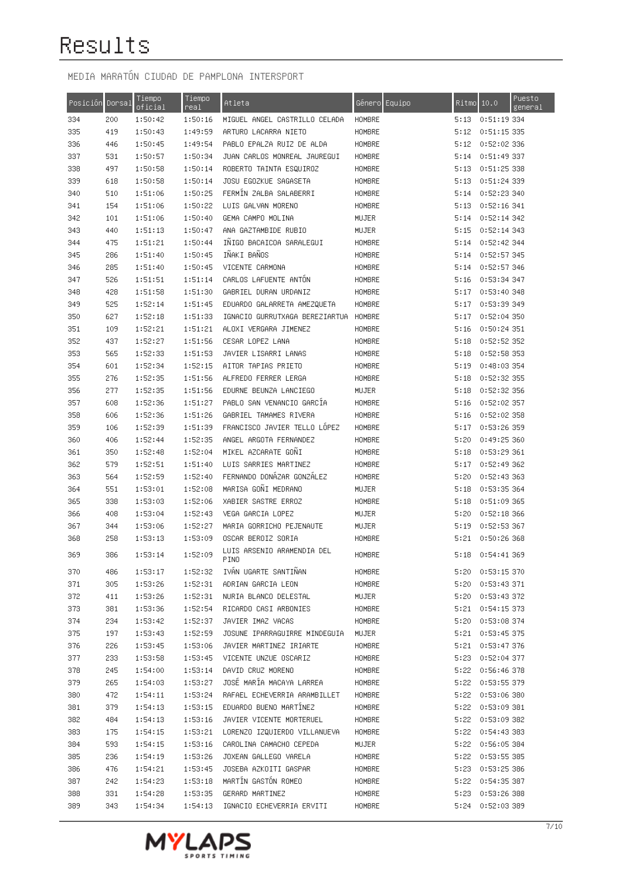# Results

MEDIA MARATÓN CIUDAD DE PAMPLONA INTERSPORT

| Posición | Dorsal | Tiempo oficial | Tiempo real | Atleta | Género | Equipo | Ritmo | 10.0 | Puesto general |
|---|---|---|---|---|---|---|---|---|---|
| 334 | 200 | 1:50:42 | 1:50:16 | MIGUEL ANGEL CASTRILLO CELADA | HOMBRE | | 5:13 | 0:51:19 | 334 |
| 335 | 419 | 1:50:43 | 1:49:59 | ARTURO LACARRA NIETO | HOMBRE | | 5:12 | 0:51:15 | 335 |
| 336 | 446 | 1:50:45 | 1:49:54 | PABLO EPALZA RUIZ DE ALDA | HOMBRE | | 5:12 | 0:52:02 | 336 |
| 337 | 531 | 1:50:57 | 1:50:34 | JUAN CARLOS MONREAL JAUREGUI | HOMBRE | | 5:14 | 0:51:49 | 337 |
| 338 | 497 | 1:50:58 | 1:50:14 | ROBERTO TAINTA ESQUIROZ | HOMBRE | | 5:13 | 0:51:25 | 338 |
| 339 | 618 | 1:50:58 | 1:50:14 | JOSU EGOZKUE SAGASETA | HOMBRE | | 5:13 | 0:51:24 | 339 |
| 340 | 510 | 1:51:06 | 1:50:25 | FERMÍN ZALBA SALABERRI | HOMBRE | | 5:14 | 0:52:23 | 340 |
| 341 | 154 | 1:51:06 | 1:50:22 | LUIS GALVAN MORENO | HOMBRE | | 5:13 | 0:52:16 | 341 |
| 342 | 101 | 1:51:06 | 1:50:40 | GEMA CAMPO MOLINA | MUJER | | 5:14 | 0:52:14 | 342 |
| 343 | 440 | 1:51:13 | 1:50:47 | ANA GAZTAMBIDE RUBIO | MUJER | | 5:15 | 0:52:14 | 343 |
| 344 | 475 | 1:51:21 | 1:50:44 | IÑIGO BACAICOA SARALEGUI | HOMBRE | | 5:14 | 0:52:42 | 344 |
| 345 | 286 | 1:51:40 | 1:50:45 | IÑAKI BAÑOS | HOMBRE | | 5:14 | 0:52:57 | 345 |
| 346 | 285 | 1:51:40 | 1:50:45 | VICENTE CARMONA | HOMBRE | | 5:14 | 0:52:57 | 346 |
| 347 | 526 | 1:51:51 | 1:51:14 | CARLOS LAFUENTE ANTÓN | HOMBRE | | 5:16 | 0:53:34 | 347 |
| 348 | 428 | 1:51:58 | 1:51:30 | GABRIEL DURAN URDANIZ | HOMBRE | | 5:17 | 0:53:40 | 348 |
| 349 | 525 | 1:52:14 | 1:51:45 | EDUARDO GALARRETA AMEZQUETA | HOMBRE | | 5:17 | 0:53:39 | 349 |
| 350 | 627 | 1:52:18 | 1:51:33 | IGNACIO GURRUTXAGA BEREZIARTUA | HOMBRE | | 5:17 | 0:52:04 | 350 |
| 351 | 109 | 1:52:21 | 1:51:21 | ALOXI VERGARA JIMENEZ | HOMBRE | | 5:16 | 0:50:24 | 351 |
| 352 | 437 | 1:52:27 | 1:51:56 | CESAR LOPEZ LANA | HOMBRE | | 5:18 | 0:52:52 | 352 |
| 353 | 565 | 1:52:33 | 1:51:53 | JAVIER LISARRI LANAS | HOMBRE | | 5:18 | 0:52:58 | 353 |
| 354 | 601 | 1:52:34 | 1:52:15 | AITOR TAPIAS PRIETO | HOMBRE | | 5:19 | 0:48:03 | 354 |
| 355 | 276 | 1:52:35 | 1:51:56 | ALFREDO FERRER LERGA | HOMBRE | | 5:18 | 0:52:32 | 355 |
| 356 | 277 | 1:52:35 | 1:51:56 | EDURNE BEUNZA LANCIEGO | MUJER | | 5:18 | 0:52:32 | 356 |
| 357 | 608 | 1:52:36 | 1:51:27 | PABLO SAN VENANCIO GARCÍA | HOMBRE | | 5:16 | 0:52:02 | 357 |
| 358 | 606 | 1:52:36 | 1:51:26 | GABRIEL TAMAMES RIVERA | HOMBRE | | 5:16 | 0:52:02 | 358 |
| 359 | 106 | 1:52:39 | 1:51:39 | FRANCISCO JAVIER TELLO LÓPEZ | HOMBRE | | 5:17 | 0:53:26 | 359 |
| 360 | 406 | 1:52:44 | 1:52:35 | ANGEL ARGOTA FERNANDEZ | HOMBRE | | 5:20 | 0:49:25 | 360 |
| 361 | 350 | 1:52:48 | 1:52:04 | MIKEL AZCARATE GOÑI | HOMBRE | | 5:18 | 0:53:29 | 361 |
| 362 | 579 | 1:52:51 | 1:51:40 | LUIS SARRIES MARTINEZ | HOMBRE | | 5:17 | 0:52:49 | 362 |
| 363 | 564 | 1:52:59 | 1:52:40 | FERNANDO DONÁZAR GONZÁLEZ | HOMBRE | | 5:20 | 0:52:43 | 363 |
| 364 | 551 | 1:53:01 | 1:52:08 | MARISA GOÑI MEDRANO | MUJER | | 5:18 | 0:53:35 | 364 |
| 365 | 338 | 1:53:03 | 1:52:06 | XABIER SASTRE ERROZ | HOMBRE | | 5:18 | 0:51:09 | 365 |
| 366 | 408 | 1:53:04 | 1:52:43 | VEGA GARCIA LOPEZ | MUJER | | 5:20 | 0:52:18 | 366 |
| 367 | 344 | 1:53:06 | 1:52:27 | MARIA GORRICHO PEJENAUTE | MUJER | | 5:19 | 0:52:53 | 367 |
| 368 | 258 | 1:53:13 | 1:53:09 | OSCAR BEROIZ SORIA | HOMBRE | | 5:21 | 0:50:26 | 368 |
| 369 | 386 | 1:53:14 | 1:52:09 | LUIS ARSENIO ARAMENDIA DEL PINO | HOMBRE | | 5:18 | 0:54:41 | 369 |
| 370 | 486 | 1:53:17 | 1:52:32 | IVÁN UGARTE SANTIÑAN | HOMBRE | | 5:20 | 0:53:15 | 370 |
| 371 | 305 | 1:53:26 | 1:52:31 | ADRIAN GARCIA LEON | HOMBRE | | 5:20 | 0:53:43 | 371 |
| 372 | 411 | 1:53:26 | 1:52:31 | NURIA BLANCO DELESTAL | MUJER | | 5:20 | 0:53:43 | 372 |
| 373 | 381 | 1:53:36 | 1:52:54 | RICARDO CASI ARBONIES | HOMBRE | | 5:21 | 0:54:15 | 373 |
| 374 | 234 | 1:53:42 | 1:52:37 | JAVIER IMAZ VACAS | HOMBRE | | 5:20 | 0:53:08 | 374 |
| 375 | 197 | 1:53:43 | 1:52:59 | JOSUNE IPARRAGUIRRE MINDEGUIA | MUJER | | 5:21 | 0:53:45 | 375 |
| 376 | 226 | 1:53:45 | 1:53:06 | JAVIER MARTINEZ IRIARTE | HOMBRE | | 5:21 | 0:53:47 | 376 |
| 377 | 233 | 1:53:58 | 1:53:45 | VICENTE UNZUE OSCARIZ | HOMBRE | | 5:23 | 0:52:04 | 377 |
| 378 | 245 | 1:54:00 | 1:53:14 | DAVID CRUZ MORENO | HOMBRE | | 5:22 | 0:56:46 | 378 |
| 379 | 265 | 1:54:03 | 1:53:27 | JOSÉ MARÍA MACAYA LARREA | HOMBRE | | 5:22 | 0:53:55 | 379 |
| 380 | 472 | 1:54:11 | 1:53:24 | RAFAEL ECHEVERRIA ARAMBILLET | HOMBRE | | 5:22 | 0:53:06 | 380 |
| 381 | 379 | 1:54:13 | 1:53:15 | EDUARDO BUENO MARTÍNEZ | HOMBRE | | 5:22 | 0:53:09 | 381 |
| 382 | 484 | 1:54:13 | 1:53:16 | JAVIER VICENTE MORTERUEL | HOMBRE | | 5:22 | 0:53:09 | 382 |
| 383 | 175 | 1:54:15 | 1:53:21 | LORENZO IZQUIERDO VILLANUEVA | HOMBRE | | 5:22 | 0:54:43 | 383 |
| 384 | 593 | 1:54:15 | 1:53:16 | CAROLINA CAMACHO CEPEDA | MUJER | | 5:22 | 0:56:05 | 384 |
| 385 | 236 | 1:54:19 | 1:53:26 | JOXEAN GALLEGO VARELA | HOMBRE | | 5:22 | 0:53:55 | 385 |
| 386 | 476 | 1:54:21 | 1:53:45 | JOSEBA AZKOITI GASPAR | HOMBRE | | 5:23 | 0:53:25 | 386 |
| 387 | 242 | 1:54:23 | 1:53:18 | MARTÍN GASTÓN ROMEO | HOMBRE | | 5:22 | 0:54:35 | 387 |
| 388 | 331 | 1:54:28 | 1:53:35 | GERARD MARTINEZ | HOMBRE | | 5:23 | 0:53:26 | 388 |
| 389 | 343 | 1:54:34 | 1:54:13 | IGNACIO ECHEVERRIA ERVITI | HOMBRE | | 5:24 | 0:52:03 | 389 |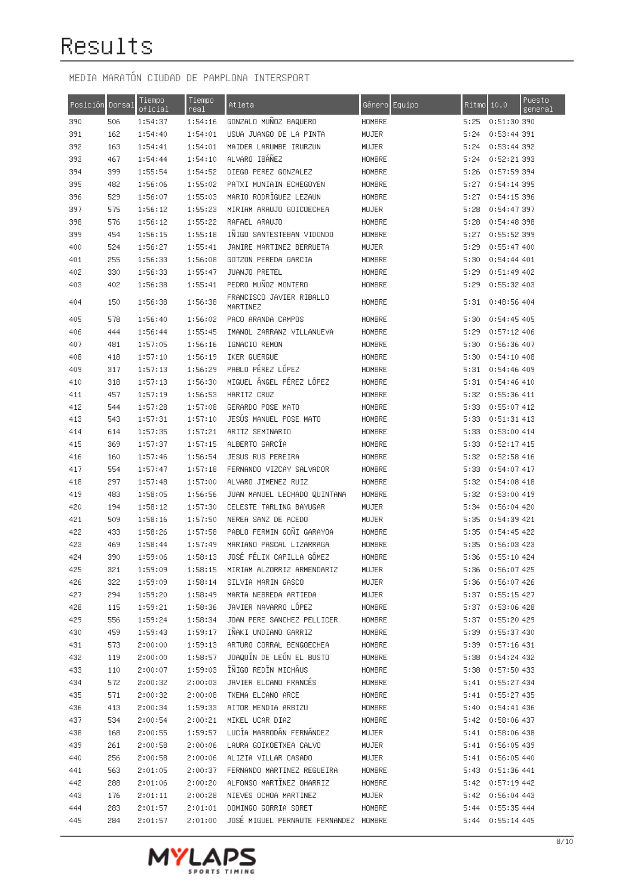# Results

MEDIA MARATÓN CIUDAD DE PAMPLONA INTERSPORT

| Posición | Dorsal | Tiempo oficial | Tiempo real | Atleta | Género | Equipo | Ritmo | 10.0 | Puesto general |
|---|---|---|---|---|---|---|---|---|---|
| 390 | 506 | 1:54:37 | 1:54:16 | GONZALO MUÑOZ BAQUERO | HOMBRE | | 5:25 | 0:51:30 | 390 |
| 391 | 162 | 1:54:40 | 1:54:01 | USUA JUANGO DE LA PINTA | MUJER | | 5:24 | 0:53:44 | 391 |
| 392 | 163 | 1:54:41 | 1:54:01 | MAIDER LARUMBE IRURZUN | MUJER | | 5:24 | 0:53:44 | 392 |
| 393 | 467 | 1:54:44 | 1:54:10 | ALVARO IBÂÑEZ | HOMBRE | | 5:24 | 0:52:21 | 393 |
| 394 | 399 | 1:55:54 | 1:54:52 | DIEGO PEREZ GONZALEZ | HOMBRE | | 5:26 | 0:57:59 | 394 |
| 395 | 482 | 1:56:06 | 1:55:02 | PATXI MUNIAIN ECHEGOYEN | HOMBRE | | 5:27 | 0:54:14 | 395 |
| 396 | 529 | 1:56:07 | 1:55:03 | MARIO RODRÍGUEZ LEZAUN | HOMBRE | | 5:27 | 0:54:15 | 396 |
| 397 | 575 | 1:56:12 | 1:55:23 | MIRIAM ARAUJO GOICOECHEA | MUJER | | 5:28 | 0:54:47 | 397 |
| 398 | 576 | 1:56:12 | 1:55:22 | RAFAEL ARAUJO | HOMBRE | | 5:28 | 0:54:48 | 398 |
| 399 | 454 | 1:56:15 | 1:55:18 | IÑIGO SANTESTEBAN VIDONDO | HOMBRE | | 5:27 | 0:55:52 | 399 |
| 400 | 524 | 1:56:27 | 1:55:41 | JANIRE MARTINEZ BERRUETA | MUJER | | 5:29 | 0:55:47 | 400 |
| 401 | 255 | 1:56:33 | 1:56:08 | GOTZON PEREDA GARCIA | HOMBRE | | 5:30 | 0:54:44 | 401 |
| 402 | 330 | 1:56:33 | 1:55:47 | JUANJO PRETEL | HOMBRE | | 5:29 | 0:51:49 | 402 |
| 403 | 402 | 1:56:38 | 1:55:41 | PEDRO MUÑOZ MONTERO | HOMBRE | | 5:29 | 0:55:32 | 403 |
| 404 | 150 | 1:56:38 | 1:56:38 | FRANCISCO JAVIER RIBALLO MARTINEZ | HOMBRE | | 5:31 | 0:48:56 | 404 |
| 405 | 578 | 1:56:40 | 1:56:02 | PACO ARANDA CAMPOS | HOMBRE | | 5:30 | 0:54:45 | 405 |
| 406 | 444 | 1:56:44 | 1:55:45 | IMANOL ZARRANZ VILLANUEVA | HOMBRE | | 5:29 | 0:57:12 | 406 |
| 407 | 481 | 1:57:05 | 1:56:16 | IGNACIO REMON | HOMBRE | | 5:30 | 0:56:36 | 407 |
| 408 | 418 | 1:57:10 | 1:56:19 | IKER GUERGUE | HOMBRE | | 5:30 | 0:54:10 | 408 |
| 409 | 317 | 1:57:13 | 1:56:29 | PABLO PÉREZ LÓPEZ | HOMBRE | | 5:31 | 0:54:46 | 409 |
| 410 | 318 | 1:57:13 | 1:56:30 | MIGUEL ÁNGEL PÉREZ LÓPEZ | HOMBRE | | 5:31 | 0:54:46 | 410 |
| 411 | 457 | 1:57:19 | 1:56:53 | HARITZ CRUZ | HOMBRE | | 5:32 | 0:55:36 | 411 |
| 412 | 544 | 1:57:28 | 1:57:08 | GERARDO POSE MATO | HOMBRE | | 5:33 | 0:55:07 | 412 |
| 413 | 543 | 1:57:31 | 1:57:10 | JESÚS MANUEL POSE MATO | HOMBRE | | 5:33 | 0:51:31 | 413 |
| 414 | 614 | 1:57:35 | 1:57:21 | ARITZ SEMINARIO | HOMBRE | | 5:33 | 0:53:00 | 414 |
| 415 | 369 | 1:57:37 | 1:57:15 | ALBERTO GARCÍA | HOMBRE | | 5:33 | 0:52:17 | 415 |
| 416 | 160 | 1:57:46 | 1:56:54 | JESUS RUS PEREIRA | HOMBRE | | 5:32 | 0:52:58 | 416 |
| 417 | 554 | 1:57:47 | 1:57:18 | FERNANDO VIZCAY SALVADOR | HOMBRE | | 5:33 | 0:54:07 | 417 |
| 418 | 297 | 1:57:48 | 1:57:00 | ALVARO JIMENEZ RUIZ | HOMBRE | | 5:32 | 0:54:08 | 418 |
| 419 | 483 | 1:58:05 | 1:56:56 | JUAN MANUEL LECHADO QUINTANA | HOMBRE | | 5:32 | 0:53:00 | 419 |
| 420 | 194 | 1:58:12 | 1:57:30 | CELESTE TARLING BAYUGAR | MUJER | | 5:34 | 0:56:04 | 420 |
| 421 | 509 | 1:58:16 | 1:57:50 | NEREA SANZ DE ACEDO | MUJER | | 5:35 | 0:54:39 | 421 |
| 422 | 433 | 1:58:26 | 1:57:58 | PABLO FERMIN GOÑI GARAYOA | HOMBRE | | 5:35 | 0:54:45 | 422 |
| 423 | 469 | 1:58:44 | 1:57:49 | MARIANO PASCAL LIZARRAGA | HOMBRE | | 5:35 | 0:56:03 | 423 |
| 424 | 390 | 1:59:06 | 1:58:13 | JOSÉ FÉLIX CAPILLA GÓMEZ | HOMBRE | | 5:36 | 0:55:10 | 424 |
| 425 | 321 | 1:59:09 | 1:58:15 | MIRIAM ALZORRIZ ARMENDARIZ | MUJER | | 5:36 | 0:56:07 | 425 |
| 426 | 322 | 1:59:09 | 1:58:14 | SILVIA MARIN GASCO | MUJER | | 5:36 | 0:56:07 | 426 |
| 427 | 294 | 1:59:20 | 1:58:49 | MARTA NEBREDA ARTIEDA | MUJER | | 5:37 | 0:55:15 | 427 |
| 428 | 115 | 1:59:21 | 1:58:36 | JAVIER NAVARRO LÓPEZ | HOMBRE | | 5:37 | 0:53:06 | 428 |
| 429 | 556 | 1:59:24 | 1:58:34 | JOAN PERE SANCHEZ PELLICER | HOMBRE | | 5:37 | 0:55:20 | 429 |
| 430 | 459 | 1:59:43 | 1:59:17 | IÑAKI UNDIANO GARRIZ | HOMBRE | | 5:39 | 0:55:37 | 430 |
| 431 | 573 | 2:00:00 | 1:59:13 | ARTURO CORRAL BENGOECHEA | HOMBRE | | 5:39 | 0:57:16 | 431 |
| 432 | 119 | 2:00:00 | 1:58:57 | JOAQUÍN DE LEÓN EL BUSTO | HOMBRE | | 5:38 | 0:54:24 | 432 |
| 433 | 110 | 2:00:07 | 1:59:03 | ÍÑIGO REDÍN MICHÁUS | HOMBRE | | 5:38 | 0:57:50 | 433 |
| 434 | 572 | 2:00:32 | 2:00:03 | JAVIER ELCANO FRANCÉS | HOMBRE | | 5:41 | 0:55:27 | 434 |
| 435 | 571 | 2:00:32 | 2:00:08 | TXEMA ELCANO ARCE | HOMBRE | | 5:41 | 0:55:27 | 435 |
| 436 | 413 | 2:00:34 | 1:59:33 | AITOR MENDIA ARBIZU | HOMBRE | | 5:40 | 0:54:41 | 436 |
| 437 | 534 | 2:00:54 | 2:00:21 | MIKEL UCAR DIAZ | HOMBRE | | 5:42 | 0:58:06 | 437 |
| 438 | 168 | 2:00:55 | 1:59:57 | LUCÍA MARRODÁN FERNÁNDEZ | MUJER | | 5:41 | 0:58:06 | 438 |
| 439 | 261 | 2:00:58 | 2:00:06 | LAURA GOIKOETXEA CALVO | MUJER | | 5:41 | 0:56:05 | 439 |
| 440 | 256 | 2:00:58 | 2:00:06 | ALIZIA VILLAR CASADO | MUJER | | 5:41 | 0:56:05 | 440 |
| 441 | 563 | 2:01:05 | 2:00:37 | FERNANDO MARTINEZ REGUEIRA | HOMBRE | | 5:43 | 0:51:36 | 441 |
| 442 | 288 | 2:01:06 | 2:00:20 | ALFONSO MARTÍNEZ OHARRIZ | HOMBRE | | 5:42 | 0:57:19 | 442 |
| 443 | 176 | 2:01:11 | 2:00:28 | NIEVES OCHOA MARTINEZ | MUJER | | 5:42 | 0:56:04 | 443 |
| 444 | 283 | 2:01:57 | 2:01:01 | DOMINGO GORRIA SORET | HOMBRE | | 5:44 | 0:55:35 | 444 |
| 445 | 284 | 2:01:57 | 2:01:00 | JOSÉ MIGUEL PERNAUTE FERNANDEZ | HOMBRE | | 5:44 | 0:55:14 | 445 |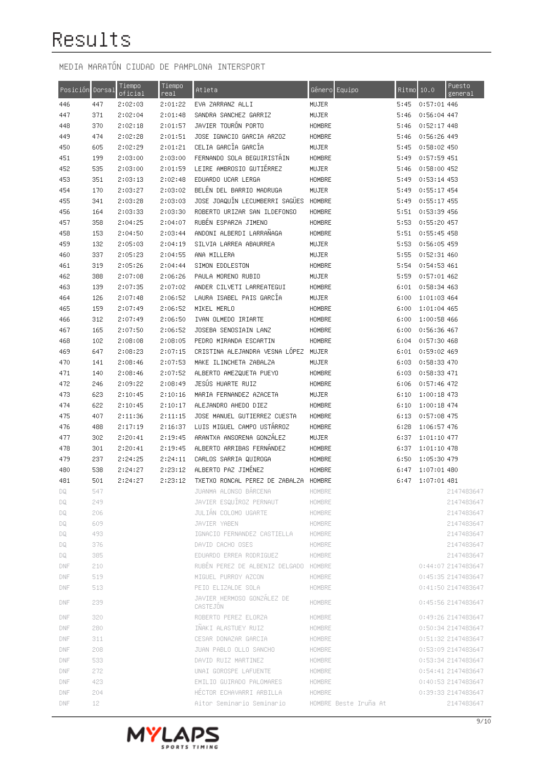# Results

MEDIA MARATÓN CIUDAD DE PAMPLONA INTERSPORT

| Posición | Dorsal | Tiempo oficial | Tiempo real | Atleta | Género | Equipo | Ritmo | 10.0 | Puesto general |
|---|---|---|---|---|---|---|---|---|---|
| 446 | 447 | 2:02:03 | 2:01:22 | EVA ZARRANZ ALLI | MUJER | | 5:45 | 0:57:01 | 446 |
| 447 | 371 | 2:02:04 | 2:01:48 | SANDRA SANCHEZ GARRIZ | MUJER | | 5:46 | 0:56:04 | 447 |
| 448 | 370 | 2:02:18 | 2:01:57 | JAVIER TOURÓN PORTO | HOMBRE | | 5:46 | 0:52:17 | 448 |
| 449 | 474 | 2:02:28 | 2:01:51 | JOSE IGNACIO GARCIA ARZOZ | HOMBRE | | 5:46 | 0:56:26 | 449 |
| 450 | 605 | 2:02:29 | 2:01:21 | CELIA GARCÍA GARCÍA | MUJER | | 5:45 | 0:58:02 | 450 |
| 451 | 199 | 2:03:00 | 2:03:00 | FERNANDO SOLA BEGUIRISTÁIN | HOMBRE | | 5:49 | 0:57:59 | 451 |
| 452 | 535 | 2:03:00 | 2:01:59 | LEIRE AMBROSIO GUTIÉRREZ | MUJER | | 5:46 | 0:58:00 | 452 |
| 453 | 351 | 2:03:13 | 2:02:48 | EDUARDO UCAR LERGA | HOMBRE | | 5:49 | 0:53:14 | 453 |
| 454 | 170 | 2:03:27 | 2:03:02 | BELÉN DEL BARRIO MADRUGA | MUJER | | 5:49 | 0:55:17 | 454 |
| 455 | 341 | 2:03:28 | 2:03:03 | JOSE JOAQUÍN LECUMBERRI SAGÜES | HOMBRE | | 5:49 | 0:55:17 | 455 |
| 456 | 164 | 2:03:33 | 2:03:30 | ROBERTO URIZAR SAN ILDEFONSO | HOMBRE | | 5:51 | 0:53:39 | 456 |
| 457 | 358 | 2:04:25 | 2:04:07 | RUBÉN ESPARZA JIMENO | HOMBRE | | 5:53 | 0:55:20 | 457 |
| 458 | 153 | 2:04:50 | 2:03:44 | ANDONI ALBERDI LARRAÑAGA | HOMBRE | | 5:51 | 0:55:45 | 458 |
| 459 | 132 | 2:05:03 | 2:04:19 | SILVIA LARREA ABAURREA | MUJER | | 5:53 | 0:56:05 | 459 |
| 460 | 337 | 2:05:23 | 2:04:55 | ANA MILLERA | MUJER | | 5:55 | 0:52:31 | 460 |
| 461 | 319 | 2:05:26 | 2:04:44 | SIMON EDDLESTON | HOMBRE | | 5:54 | 0:54:53 | 461 |
| 462 | 388 | 2:07:08 | 2:06:26 | PAULA MORENO RUBIO | MUJER | | 5:59 | 0:57:01 | 462 |
| 463 | 139 | 2:07:35 | 2:07:02 | ANDER CILVETI LARREATEGUI | HOMBRE | | 6:01 | 0:58:34 | 463 |
| 464 | 126 | 2:07:48 | 2:06:52 | LAURA ISABEL PAIS GARCÍA | MUJER | | 6:00 | 1:01:03 | 464 |
| 465 | 159 | 2:07:49 | 2:06:52 | MIKEL MERLO | HOMBRE | | 6:00 | 1:01:04 | 465 |
| 466 | 312 | 2:07:49 | 2:06:50 | IVAN OLMEDO IRIARTE | HOMBRE | | 6:00 | 1:00:58 | 466 |
| 467 | 165 | 2:07:50 | 2:06:52 | JOSEBA SENOSIAIN LANZ | HOMBRE | | 6:00 | 0:56:36 | 467 |
| 468 | 102 | 2:08:08 | 2:08:05 | PEDRO MIRANDA ESCARTIN | HOMBRE | | 6:04 | 0:57:30 | 468 |
| 469 | 647 | 2:08:23 | 2:07:15 | CRISTINA ALEJANDRA VESNA LÓPEZ | MUJER | | 6:01 | 0:59:02 | 469 |
| 470 | 141 | 2:08:46 | 2:07:53 | MAKE ILINCHETA ZABALZA | MUJER | | 6:03 | 0:58:33 | 470 |
| 471 | 140 | 2:08:46 | 2:07:52 | ALBERTO AMEZQUETA PUEYO | HOMBRE | | 6:03 | 0:58:33 | 471 |
| 472 | 246 | 2:09:22 | 2:08:49 | JESÚS HUARTE RUIZ | HOMBRE | | 6:06 | 0:57:46 | 472 |
| 473 | 623 | 2:10:45 | 2:10:16 | MARIA FERNANDEZ AZACETA | MUJER | | 6:10 | 1:00:18 | 473 |
| 474 | 622 | 2:10:45 | 2:10:17 | ALEJANDRO AHEDO DIEZ | HOMBRE | | 6:10 | 1:00:18 | 474 |
| 475 | 407 | 2:11:36 | 2:11:15 | JOSE MANUEL GUTIERREZ CUESTA | HOMBRE | | 6:13 | 0:57:08 | 475 |
| 476 | 488 | 2:17:19 | 2:16:37 | LUIS MIGUEL CAMPO USTÁRROZ | HOMBRE | | 6:28 | 1:06:57 | 476 |
| 477 | 302 | 2:20:41 | 2:19:45 | ARANTXA ANSORENA GONZÁLEZ | MUJER | | 6:37 | 1:01:10 | 477 |
| 478 | 301 | 2:20:41 | 2:19:45 | ALBERTO ARRIBAS FERNÁNDEZ | HOMBRE | | 6:37 | 1:01:10 | 478 |
| 479 | 237 | 2:24:25 | 2:24:11 | CARLOS SARRIA QUIROGA | HOMBRE | | 6:50 | 1:05:30 | 479 |
| 480 | 538 | 2:24:27 | 2:23:12 | ALBERTO PAZ JIMÉNEZ | HOMBRE | | 6:47 | 1:07:01 | 480 |
| 481 | 501 | 2:24:27 | 2:23:12 | TXETXO RONCAL PEREZ DE ZABALZA | HOMBRE | | 6:47 | 1:07:01 | 481 |
| DQ | 547 | | | JUANMA ALONSO BÁRCENA | HOMBRE | | | | 2147483647 |
| DQ | 249 | | | JAVIER ESQUÍROZ PERNAUT | HOMBRE | | | | 2147483647 |
| DQ | 206 | | | JULIÁN COLOMO UGARTE | HOMBRE | | | | 2147483647 |
| DQ | 609 | | | JAVIER YABEN | HOMBRE | | | | 2147483647 |
| DQ | 493 | | | IGNACIO FERNANDEZ CASTIELLA | HOMBRE | | | | 2147483647 |
| DQ | 376 | | | DAVID CACHO OSES | HOMBRE | | | | 2147483647 |
| DQ | 385 | | | EDUARDO ERREA RODRIGUEZ | HOMBRE | | | | 2147483647 |
| DNF | 210 | | | RUBÉN PEREZ DE ALBENIZ DELGADO | HOMBRE | | | 0:44:07 | 2147483647 |
| DNF | 519 | | | MIGUEL PURROY AZCON | HOMBRE | | | 0:45:35 | 2147483647 |
| DNF | 513 | | | PEIO ELIZALDE SOLA | HOMBRE | | | 0:41:50 | 2147483647 |
| DNF | 239 | | | JAVIER HERMOSO GONZÁLEZ DE CASTEJÓN | HOMBRE | | | 0:45:56 | 2147483647 |
| DNF | 320 | | | ROBERTO PEREZ ELORZA | HOMBRE | | | 0:49:26 | 2147483647 |
| DNF | 280 | | | IÑAKI ALASTUEY RUIZ | HOMBRE | | | 0:50:34 | 2147483647 |
| DNF | 311 | | | CESAR DONAZAR GARCIA | HOMBRE | | | 0:51:32 | 2147483647 |
| DNF | 208 | | | JUAN PABLO OLLO SANCHO | HOMBRE | | | 0:53:09 | 2147483647 |
| DNF | 533 | | | DAVID RUIZ MARTINEZ | HOMBRE | | | 0:53:34 | 2147483647 |
| DNF | 272 | | | UNAI GOROSPE LAFUENTE | HOMBRE | | | 0:54:41 | 2147483647 |
| DNF | 423 | | | EMILIO GUIRADO PALOMARES | HOMBRE | | | 0:40:53 | 2147483647 |
| DNF | 204 | | | HÉCTOR ECHAVARRI ARBILLA | HOMBRE | | | 0:39:33 | 2147483647 |
| DNF | 12 | | | Aitor Seminario Seminario | HOMBRE | Beste Iruña At | | | 2147483647 |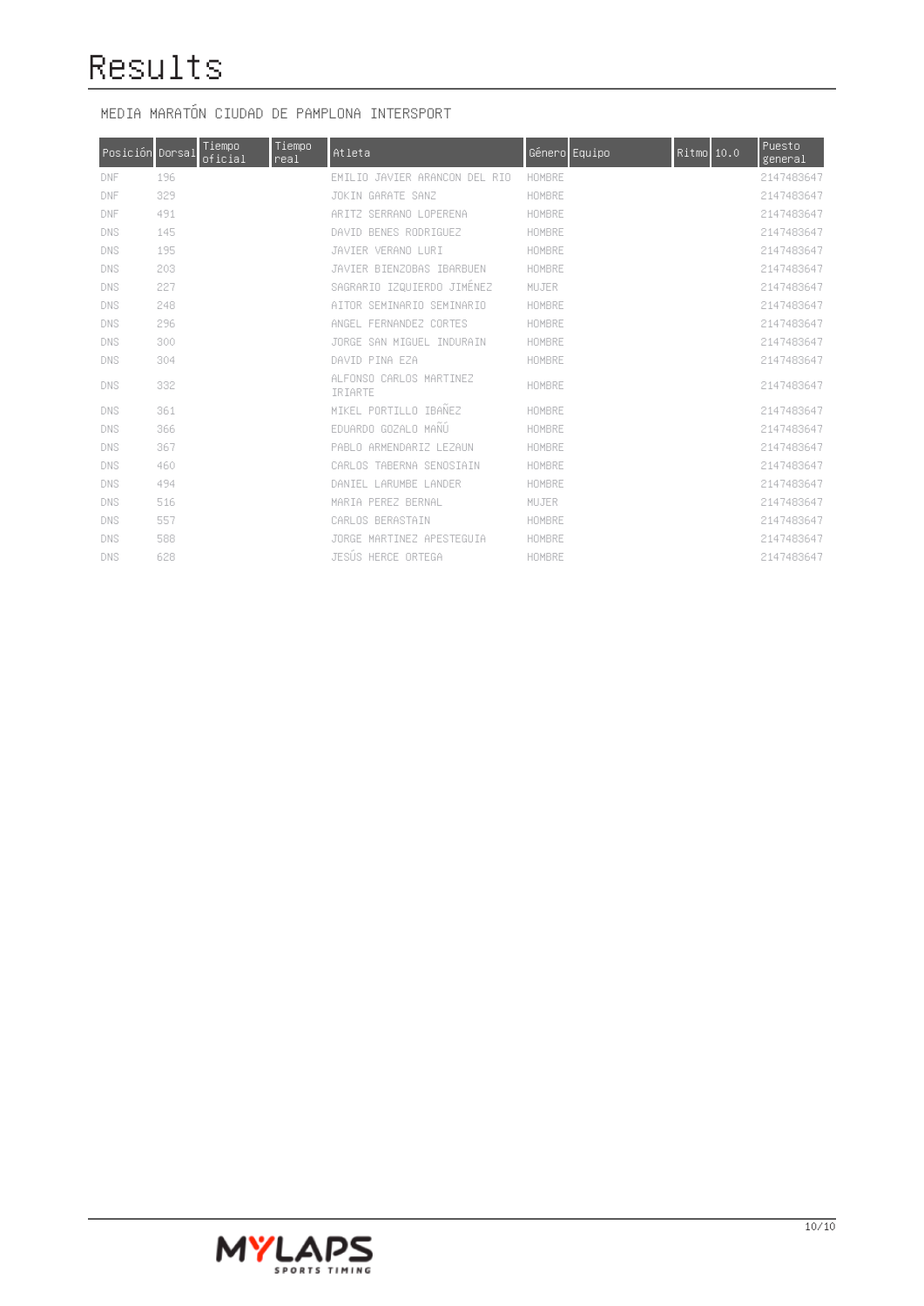# Results

MEDIA MARATÓN CIUDAD DE PAMPLONA INTERSPORT

| Posición | Dorsal | Tiempo oficial | Tiempo real | Atleta | Género | Equipo | Ritmo | 10.0 | Puesto general |
|---|---|---|---|---|---|---|---|---|---|
| DNF | 196 | | | EMILIO JAVIER ARANCON DEL RIO | HOMBRE | | | | 2147483647 |
| DNF | 329 | | | JOKIN GARATE SANZ | HOMBRE | | | | 2147483647 |
| DNF | 491 | | | ARITZ SERRANO LOPERENA | HOMBRE | | | | 2147483647 |
| DNS | 145 | | | DAVID BENES RODRIGUEZ | HOMBRE | | | | 2147483647 |
| DNS | 195 | | | JAVIER VERANO LURI | HOMBRE | | | | 2147483647 |
| DNS | 203 | | | JAVIER BIENZOBAS IBARBUEN | HOMBRE | | | | 2147483647 |
| DNS | 227 | | | SAGRARIO IZQUIERDO JIMÉNEZ | MUJER | | | | 2147483647 |
| DNS | 248 | | | AITOR SEMINARIO SEMINARIO | HOMBRE | | | | 2147483647 |
| DNS | 296 | | | ANGEL FERNANDEZ CORTES | HOMBRE | | | | 2147483647 |
| DNS | 300 | | | JORGE SAN MIGUEL INDURAIN | HOMBRE | | | | 2147483647 |
| DNS | 304 | | | DAVID PINA EZA | HOMBRE | | | | 2147483647 |
| DNS | 332 | | | ALFONSO CARLOS MARTINEZ IRIARTE | HOMBRE | | | | 2147483647 |
| DNS | 361 | | | MIKEL PORTILLO IBAÑEZ | HOMBRE | | | | 2147483647 |
| DNS | 366 | | | EDUARDO GOZALO MAÑÚ | HOMBRE | | | | 2147483647 |
| DNS | 367 | | | PABLO ARMENDARIZ LEZAUN | HOMBRE | | | | 2147483647 |
| DNS | 460 | | | CARLOS TABERNA SENOSIAIN | HOMBRE | | | | 2147483647 |
| DNS | 494 | | | DANIEL LARUMBE LANDER | HOMBRE | | | | 2147483647 |
| DNS | 516 | | | MARIA PEREZ BERNAL | MUJER | | | | 2147483647 |
| DNS | 557 | | | CARLOS BERASTAIN | HOMBRE | | | | 2147483647 |
| DNS | 588 | | | JORGE MARTINEZ APESTEGUIA | HOMBRE | | | | 2147483647 |
| DNS | 628 | | | JESÚS HERCE ORTEGA | HOMBRE | | | | 2147483647 |

MYLAPS SPORTS TIMING